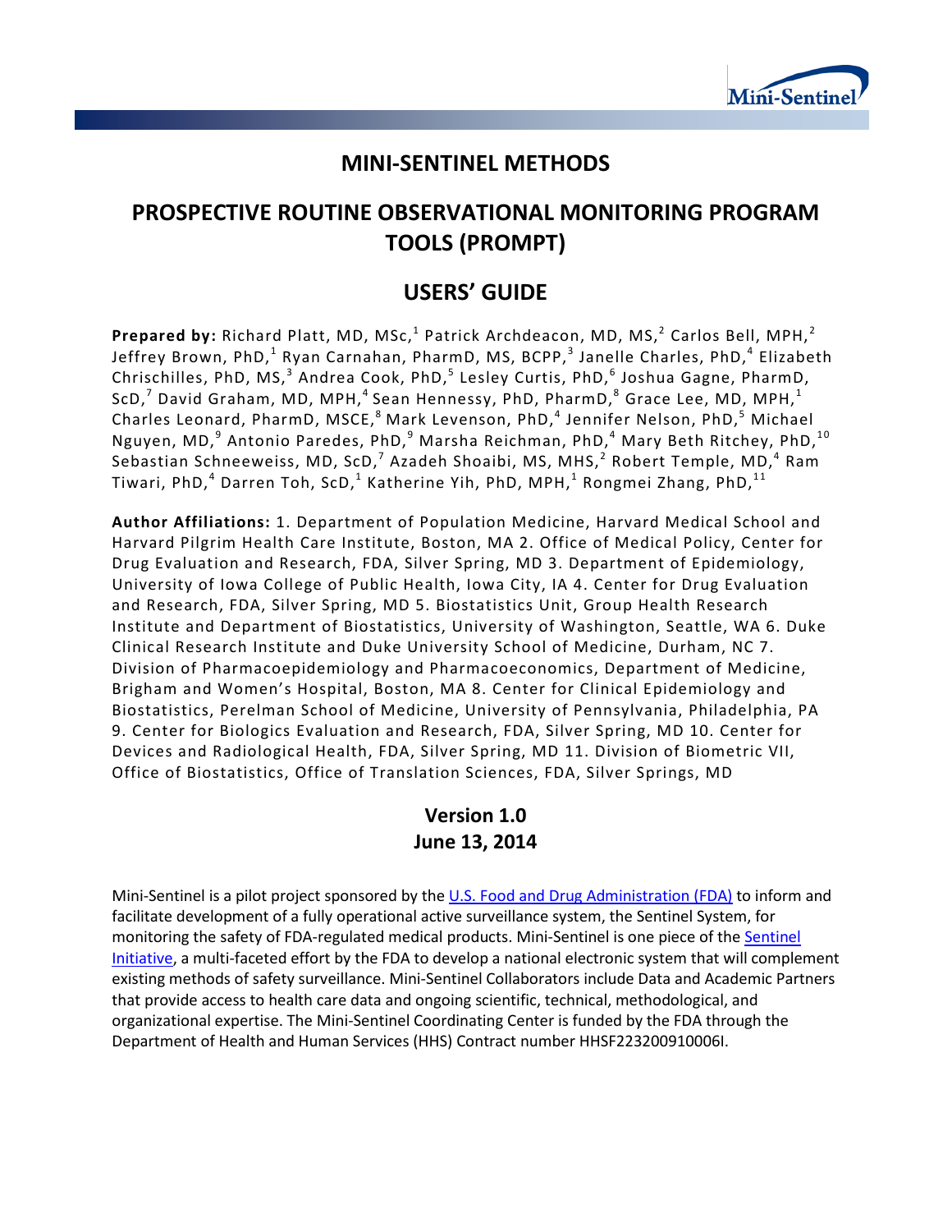# MINI-SENTINEL METHODS

# PROSPECTIVE ROUTINE OBSERVATIONAL MONITORING PROGRAM TOOLS (PROMPT)

# USERS' GUIDE

**Prepared by:** Richard Platt, MD, MSc,[1] Patrick Archdeacon, MD, MS,[2] Carlos Bell, MPH,[2] Jeffrey Brown, PhD,[1] Ryan Carnahan, PharmD, MS, BCPP,[3] Janelle Charles, PhD,[4] Elizabeth Chrischilles, PhD, MS,[3] Andrea Cook, PhD,[5] Lesley Curtis, PhD,[6] Joshua Gagne, PharmD, ScD,[7] David Graham, MD, MPH,[4] Sean Hennessy, PhD, PharmD,[8] Grace Lee, MD, MPH,[1] Charles Leonard, PharmD, MSCE,[8] Mark Levenson, PhD,[4] Jennifer Nelson, PhD,[5] Michael Nguyen, MD,[9] Antonio Paredes, PhD,[9] Marsha Reichman, PhD,[4] Mary Beth Ritchey, PhD,[10] Sebastian Schneeweiss, MD, ScD,[7] Azadeh Shoaibi, MS, MHS,[2] Robert Temple, MD,[4] Ram Tiwari, PhD,[4] Darren Toh, ScD,[1] Katherine Yih, PhD, MPH,[1] Rongmei Zhang, PhD,[11]

**Author Affiliations:** 1. Department of Population Medicine, Harvard Medical School and Harvard Pilgrim Health Care Institute, Boston, MA 2. Office of Medical Policy, Center for Drug Evaluation and Research, FDA, Silver Spring, MD 3. Department of Epidemiology, University of Iowa College of Public Health, Iowa City, IA 4. Center for Drug Evaluation and Research, FDA, Silver Spring, MD 5. Biostatistics Unit, Group Health Research Institute and Department of Biostatistics, University of Washington, Seattle, WA 6. Duke Clinical Research Institute and Duke University School of Medicine, Durham, NC 7. Division of Pharmacoepidemiology and Pharmacoeconomics, Department of Medicine, Brigham and Women's Hospital, Boston, MA 8. Center for Clinical Epidemiology and Biostatistics, Perelman School of Medicine, University of Pennsylvania, Philadelphia, PA 9. Center for Biologics Evaluation and Research, FDA, Silver Spring, MD 10. Center for Devices and Radiological Health, FDA, Silver Spring, MD 11. Division of Biometric VII, Office of Biostatistics, Office of Translation Sciences, FDA, Silver Springs, MD

**Version 1.0**
**June 13, 2014**

Mini-Sentinel is a pilot project sponsored by the U.S. Food and Drug Administration (FDA) to inform and facilitate development of a fully operational active surveillance system, the Sentinel System, for monitoring the safety of FDA-regulated medical products. Mini-Sentinel is one piece of the Sentinel Initiative, a multi-faceted effort by the FDA to develop a national electronic system that will complement existing methods of safety surveillance. Mini-Sentinel Collaborators include Data and Academic Partners that provide access to health care data and ongoing scientific, technical, methodological, and organizational expertise. The Mini-Sentinel Coordinating Center is funded by the FDA through the Department of Health and Human Services (HHS) Contract number HHSF223200910006I.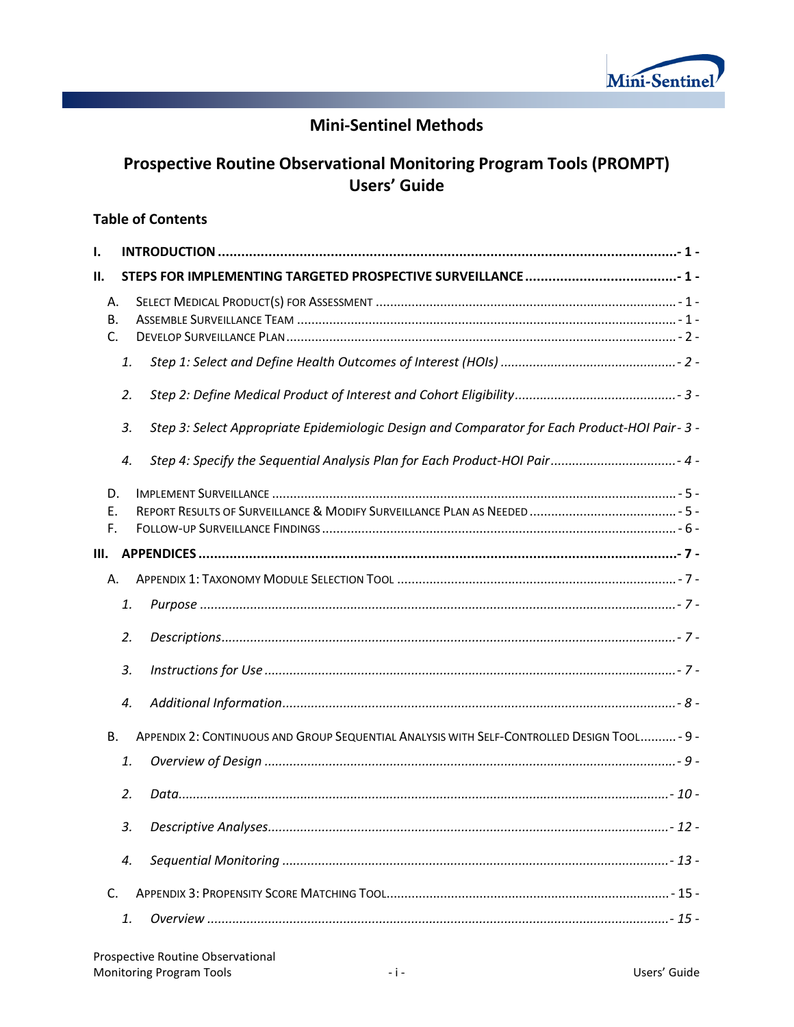# Mini-Sentinel Methods

## Prospective Routine Observational Monitoring Program Tools (PROMPT) Users' Guide

### Table of Contents

**I. INTRODUCTION** ..................................................................... - 1 -

**II. STEPS FOR IMPLEMENTING TARGETED PROSPECTIVE SURVEILLANCE** ..................................... - 1 -

- A. SELECT MEDICAL PRODUCT(S) FOR ASSESSMENT ..................................................... - 1 -
- B. ASSEMBLE SURVEILLANCE TEAM ..................................................... - 1 -
- C. DEVELOP SURVEILLANCE PLAN ..................................................... - 2 -
  1. *Step 1: Select and Define Health Outcomes of Interest (HOIs)* ..................................... *- 2 -*
  2. *Step 2: Define Medical Product of Interest and Cohort Eligibility* ..................................... *- 3 -*
  3. *Step 3: Select Appropriate Epidemiologic Design and Comparator for Each Product-HOI Pair* *- 3 -*
  4. *Step 4: Specify the Sequential Analysis Plan for Each Product-HOI Pair* ..................................... *- 4 -*
- D. IMPLEMENT SURVEILLANCE ..................................................... - 5 -
- E. REPORT RESULTS OF SURVEILLANCE & MODIFY SURVEILLANCE PLAN AS NEEDED ..................................... - 5 -
- F. FOLLOW-UP SURVEILLANCE FINDINGS ..................................................... - 6 -

**III. APPENDICES** ..................................................................... - 7 -

- A. APPENDIX 1: TAXONOMY MODULE SELECTION TOOL ..................................................... - 7 -
  1. *Purpose* ..................................................... *- 7 -*
  2. *Descriptions* ..................................................... *- 7 -*
  3. *Instructions for Use* ..................................................... *- 7 -*
  4. *Additional Information* ..................................................... *- 8 -*
- B. APPENDIX 2: CONTINUOUS AND GROUP SEQUENTIAL ANALYSIS WITH SELF-CONTROLLED DESIGN TOOL .......... - 9 -
  1. *Overview of Design* ..................................................... *- 9 -*
  2. *Data* ..................................................... *- 10 -*
  3. *Descriptive Analyses* ..................................................... *- 12 -*
  4. *Sequential Monitoring* ..................................................... *- 13 -*
- C. APPENDIX 3: PROPENSITY SCORE MATCHING TOOL ..................................................... - 15 -
  1. *Overview* ..................................................... *- 15 -*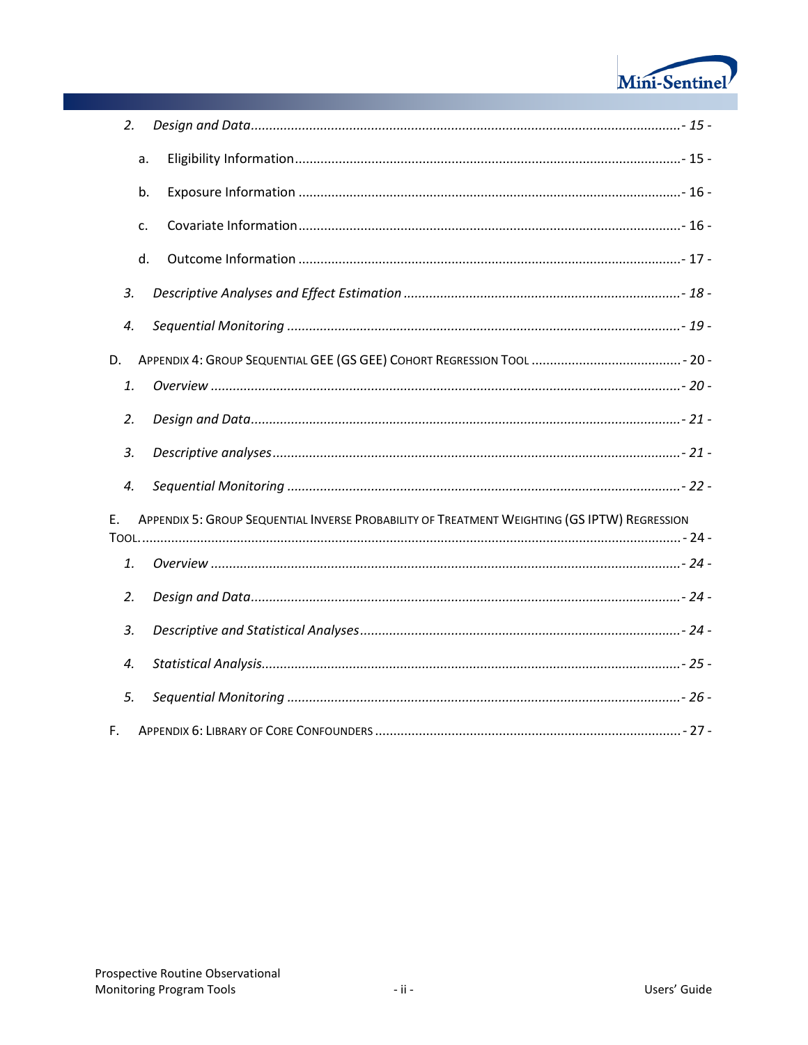2. *Design and Data* .......... *- 15 -*
   a. Eligibility Information .......... - 15 -
   b. Exposure Information .......... - 16 -
   c. Covariate Information .......... - 16 -
   d. Outcome Information .......... - 17 -
3. *Descriptive Analyses and Effect Estimation* .......... *- 18 -*
4. *Sequential Monitoring* .......... *- 19 -*

D. Appendix 4: Group Sequential GEE (GS GEE) Cohort Regression Tool .......... - 20 -

1. *Overview* .......... *- 20 -*
2. *Design and Data* .......... *- 21 -*
3. *Descriptive analyses* .......... *- 21 -*
4. *Sequential Monitoring* .......... *- 22 -*

E. Appendix 5: Group Sequential Inverse Probability of Treatment Weighting (GS IPTW) Regression Tool. .......... - 24 -

1. *Overview* .......... *- 24 -*
2. *Design and Data* .......... *- 24 -*
3. *Descriptive and Statistical Analyses* .......... *- 24 -*
4. *Statistical Analysis* .......... *- 25 -*
5. *Sequential Monitoring* .......... *- 26 -*

F. Appendix 6: Library of Core Confounders .......... - 27 -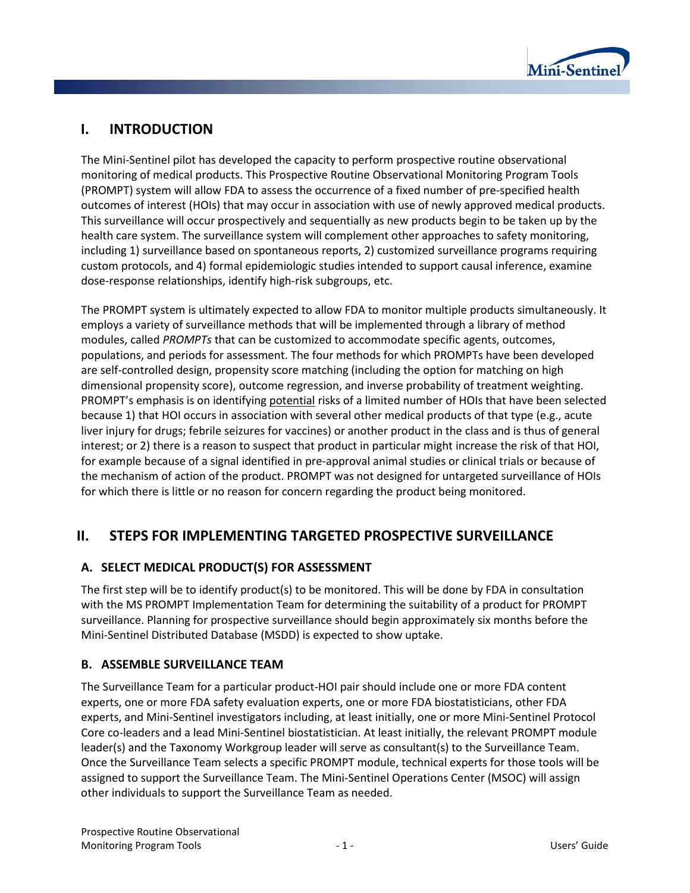# I. INTRODUCTION

The Mini-Sentinel pilot has developed the capacity to perform prospective routine observational monitoring of medical products. This Prospective Routine Observational Monitoring Program Tools (PROMPT) system will allow FDA to assess the occurrence of a fixed number of pre-specified health outcomes of interest (HOIs) that may occur in association with use of newly approved medical products. This surveillance will occur prospectively and sequentially as new products begin to be taken up by the health care system. The surveillance system will complement other approaches to safety monitoring, including 1) surveillance based on spontaneous reports, 2) customized surveillance programs requiring custom protocols, and 4) formal epidemiologic studies intended to support causal inference, examine dose-response relationships, identify high-risk subgroups, etc.

The PROMPT system is ultimately expected to allow FDA to monitor multiple products simultaneously. It employs a variety of surveillance methods that will be implemented through a library of method modules, called *PROMPTs* that can be customized to accommodate specific agents, outcomes, populations, and periods for assessment. The four methods for which PROMPTs have been developed are self-controlled design, propensity score matching (including the option for matching on high dimensional propensity score), outcome regression, and inverse probability of treatment weighting. PROMPT's emphasis is on identifying <u>potential</u> risks of a limited number of HOIs that have been selected because 1) that HOI occurs in association with several other medical products of that type (e.g., acute liver injury for drugs; febrile seizures for vaccines) or another product in the class and is thus of general interest; or 2) there is a reason to suspect that product in particular might increase the risk of that HOI, for example because of a signal identified in pre-approval animal studies or clinical trials or because of the mechanism of action of the product. PROMPT was not designed for untargeted surveillance of HOIs for which there is little or no reason for concern regarding the product being monitored.

# II. STEPS FOR IMPLEMENTING TARGETED PROSPECTIVE SURVEILLANCE

## A. SELECT MEDICAL PRODUCT(S) FOR ASSESSMENT

The first step will be to identify product(s) to be monitored. This will be done by FDA in consultation with the MS PROMPT Implementation Team for determining the suitability of a product for PROMPT surveillance. Planning for prospective surveillance should begin approximately six months before the Mini-Sentinel Distributed Database (MSDD) is expected to show uptake.

## B. ASSEMBLE SURVEILLANCE TEAM

The Surveillance Team for a particular product-HOI pair should include one or more FDA content experts, one or more FDA safety evaluation experts, one or more FDA biostatisticians, other FDA experts, and Mini-Sentinel investigators including, at least initially, one or more Mini-Sentinel Protocol Core co-leaders and a lead Mini-Sentinel biostatistician. At least initially, the relevant PROMPT module leader(s) and the Taxonomy Workgroup leader will serve as consultant(s) to the Surveillance Team. Once the Surveillance Team selects a specific PROMPT module, technical experts for those tools will be assigned to support the Surveillance Team. The Mini-Sentinel Operations Center (MSOC) will assign other individuals to support the Surveillance Team as needed.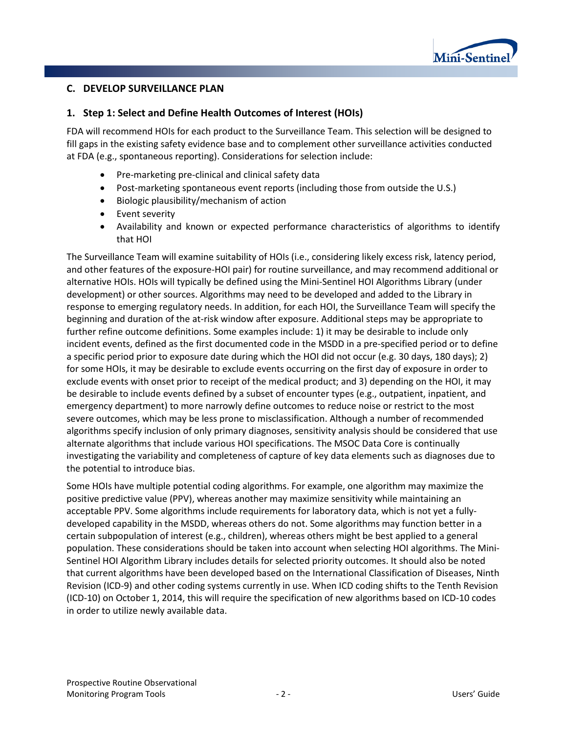## C. DEVELOP SURVEILLANCE PLAN

### 1. Step 1: Select and Define Health Outcomes of Interest (HOIs)

FDA will recommend HOIs for each product to the Surveillance Team. This selection will be designed to fill gaps in the existing safety evidence base and to complement other surveillance activities conducted at FDA (e.g., spontaneous reporting). Considerations for selection include:

- Pre-marketing pre-clinical and clinical safety data
- Post-marketing spontaneous event reports (including those from outside the U.S.)
- Biologic plausibility/mechanism of action
- Event severity
- Availability and known or expected performance characteristics of algorithms to identify that HOI

The Surveillance Team will examine suitability of HOIs (i.e., considering likely excess risk, latency period, and other features of the exposure-HOI pair) for routine surveillance, and may recommend additional or alternative HOIs. HOIs will typically be defined using the Mini-Sentinel HOI Algorithms Library (under development) or other sources. Algorithms may need to be developed and added to the Library in response to emerging regulatory needs. In addition, for each HOI, the Surveillance Team will specify the beginning and duration of the at-risk window after exposure. Additional steps may be appropriate to further refine outcome definitions. Some examples include: 1) it may be desirable to include only incident events, defined as the first documented code in the MSDD in a pre-specified period or to define a specific period prior to exposure date during which the HOI did not occur (e.g. 30 days, 180 days); 2) for some HOIs, it may be desirable to exclude events occurring on the first day of exposure in order to exclude events with onset prior to receipt of the medical product; and 3) depending on the HOI, it may be desirable to include events defined by a subset of encounter types (e.g., outpatient, inpatient, and emergency department) to more narrowly define outcomes to reduce noise or restrict to the most severe outcomes, which may be less prone to misclassification. Although a number of recommended algorithms specify inclusion of only primary diagnoses, sensitivity analysis should be considered that use alternate algorithms that include various HOI specifications. The MSOC Data Core is continually investigating the variability and completeness of capture of key data elements such as diagnoses due to the potential to introduce bias.

Some HOIs have multiple potential coding algorithms. For example, one algorithm may maximize the positive predictive value (PPV), whereas another may maximize sensitivity while maintaining an acceptable PPV. Some algorithms include requirements for laboratory data, which is not yet a fully-developed capability in the MSDD, whereas others do not. Some algorithms may function better in a certain subpopulation of interest (e.g., children), whereas others might be best applied to a general population. These considerations should be taken into account when selecting HOI algorithms. The Mini-Sentinel HOI Algorithm Library includes details for selected priority outcomes. It should also be noted that current algorithms have been developed based on the International Classification of Diseases, Ninth Revision (ICD-9) and other coding systems currently in use. When ICD coding shifts to the Tenth Revision (ICD-10) on October 1, 2014, this will require the specification of new algorithms based on ICD-10 codes in order to utilize newly available data.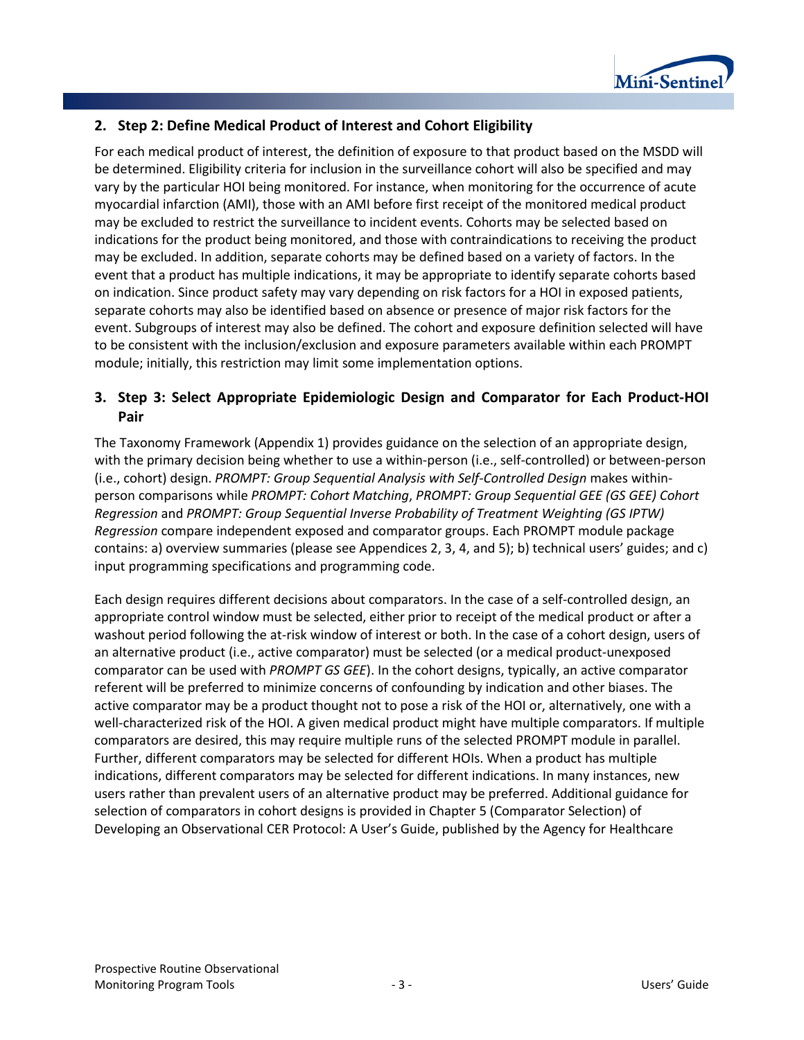## 2. Step 2: Define Medical Product of Interest and Cohort Eligibility

For each medical product of interest, the definition of exposure to that product based on the MSDD will be determined. Eligibility criteria for inclusion in the surveillance cohort will also be specified and may vary by the particular HOI being monitored. For instance, when monitoring for the occurrence of acute myocardial infarction (AMI), those with an AMI before first receipt of the monitored medical product may be excluded to restrict the surveillance to incident events. Cohorts may be selected based on indications for the product being monitored, and those with contraindications to receiving the product may be excluded. In addition, separate cohorts may be defined based on a variety of factors. In the event that a product has multiple indications, it may be appropriate to identify separate cohorts based on indication. Since product safety may vary depending on risk factors for a HOI in exposed patients, separate cohorts may also be identified based on absence or presence of major risk factors for the event. Subgroups of interest may also be defined. The cohort and exposure definition selected will have to be consistent with the inclusion/exclusion and exposure parameters available within each PROMPT module; initially, this restriction may limit some implementation options.

## 3. Step 3: Select Appropriate Epidemiologic Design and Comparator for Each Product-HOI Pair

The Taxonomy Framework (Appendix 1) provides guidance on the selection of an appropriate design, with the primary decision being whether to use a within-person (i.e., self-controlled) or between-person (i.e., cohort) design. *PROMPT: Group Sequential Analysis with Self-Controlled Design* makes within-person comparisons while *PROMPT: Cohort Matching*, *PROMPT: Group Sequential GEE (GS GEE) Cohort Regression* and *PROMPT: Group Sequential Inverse Probability of Treatment Weighting (GS IPTW) Regression* compare independent exposed and comparator groups. Each PROMPT module package contains: a) overview summaries (please see Appendices 2, 3, 4, and 5); b) technical users' guides; and c) input programming specifications and programming code.

Each design requires different decisions about comparators. In the case of a self-controlled design, an appropriate control window must be selected, either prior to receipt of the medical product or after a washout period following the at-risk window of interest or both. In the case of a cohort design, users of an alternative product (i.e., active comparator) must be selected (or a medical product-unexposed comparator can be used with *PROMPT GS GEE*). In the cohort designs, typically, an active comparator referent will be preferred to minimize concerns of confounding by indication and other biases. The active comparator may be a product thought not to pose a risk of the HOI or, alternatively, one with a well-characterized risk of the HOI. A given medical product might have multiple comparators. If multiple comparators are desired, this may require multiple runs of the selected PROMPT module in parallel. Further, different comparators may be selected for different HOIs. When a product has multiple indications, different comparators may be selected for different indications. In many instances, new users rather than prevalent users of an alternative product may be preferred. Additional guidance for selection of comparators in cohort designs is provided in Chapter 5 (Comparator Selection) of Developing an Observational CER Protocol: A User's Guide, published by the Agency for Healthcare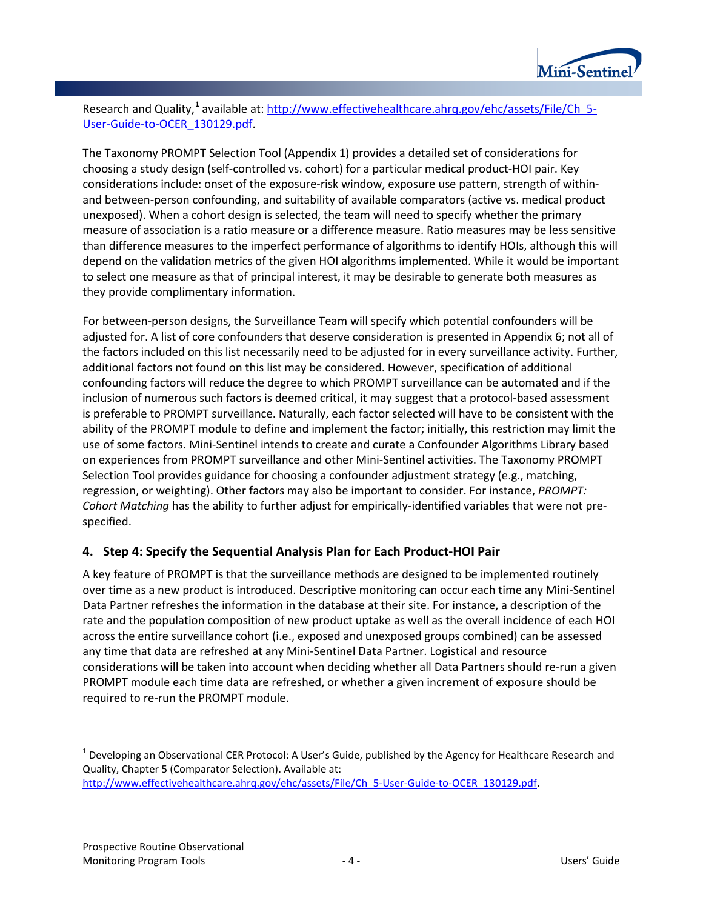Research and Quality,[1] available at: http://www.effectivehealthcare.ahrq.gov/ehc/assets/File/Ch_5-User-Guide-to-OCER_130129.pdf.

The Taxonomy PROMPT Selection Tool (Appendix 1) provides a detailed set of considerations for choosing a study design (self-controlled vs. cohort) for a particular medical product-HOI pair. Key considerations include: onset of the exposure-risk window, exposure use pattern, strength of within- and between-person confounding, and suitability of available comparators (active vs. medical product unexposed). When a cohort design is selected, the team will need to specify whether the primary measure of association is a ratio measure or a difference measure. Ratio measures may be less sensitive than difference measures to the imperfect performance of algorithms to identify HOIs, although this will depend on the validation metrics of the given HOI algorithms implemented. While it would be important to select one measure as that of principal interest, it may be desirable to generate both measures as they provide complimentary information.

For between-person designs, the Surveillance Team will specify which potential confounders will be adjusted for. A list of core confounders that deserve consideration is presented in Appendix 6; not all of the factors included on this list necessarily need to be adjusted for in every surveillance activity. Further, additional factors not found on this list may be considered. However, specification of additional confounding factors will reduce the degree to which PROMPT surveillance can be automated and if the inclusion of numerous such factors is deemed critical, it may suggest that a protocol-based assessment is preferable to PROMPT surveillance. Naturally, each factor selected will have to be consistent with the ability of the PROMPT module to define and implement the factor; initially, this restriction may limit the use of some factors. Mini-Sentinel intends to create and curate a Confounder Algorithms Library based on experiences from PROMPT surveillance and other Mini-Sentinel activities. The Taxonomy PROMPT Selection Tool provides guidance for choosing a confounder adjustment strategy (e.g., matching, regression, or weighting). Other factors may also be important to consider. For instance, *PROMPT: Cohort Matching* has the ability to further adjust for empirically-identified variables that were not pre-specified.

## 4. Step 4: Specify the Sequential Analysis Plan for Each Product-HOI Pair

A key feature of PROMPT is that the surveillance methods are designed to be implemented routinely over time as a new product is introduced. Descriptive monitoring can occur each time any Mini-Sentinel Data Partner refreshes the information in the database at their site. For instance, a description of the rate and the population composition of new product uptake as well as the overall incidence of each HOI across the entire surveillance cohort (i.e., exposed and unexposed groups combined) can be assessed any time that data are refreshed at any Mini-Sentinel Data Partner. Logistical and resource considerations will be taken into account when deciding whether all Data Partners should re-run a given PROMPT module each time data are refreshed, or whether a given increment of exposure should be required to re-run the PROMPT module.

---

[1] Developing an Observational CER Protocol: A User's Guide, published by the Agency for Healthcare Research and Quality, Chapter 5 (Comparator Selection). Available at: http://www.effectivehealthcare.ahrq.gov/ehc/assets/File/Ch_5-User-Guide-to-OCER_130129.pdf.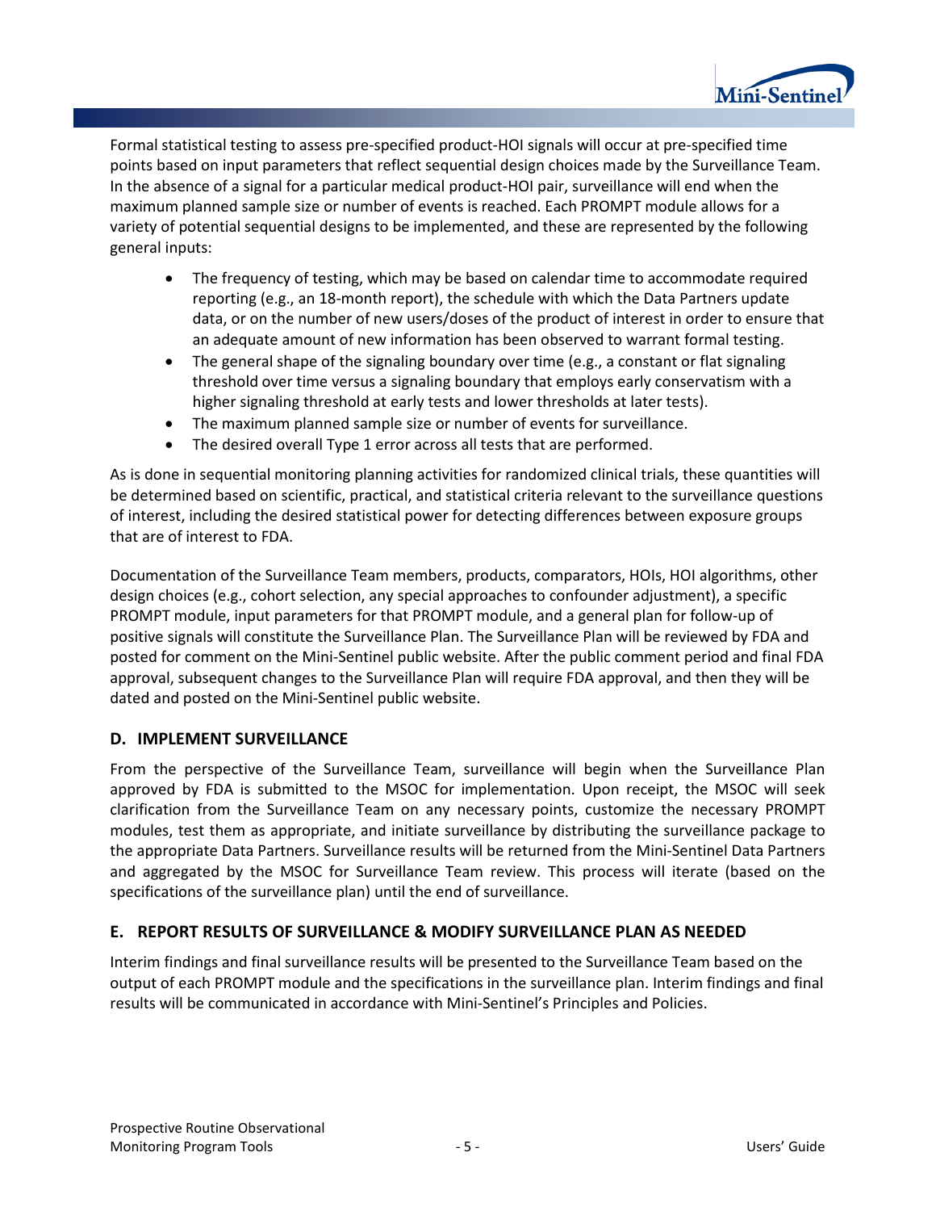Formal statistical testing to assess pre-specified product-HOI signals will occur at pre-specified time points based on input parameters that reflect sequential design choices made by the Surveillance Team. In the absence of a signal for a particular medical product-HOI pair, surveillance will end when the maximum planned sample size or number of events is reached. Each PROMPT module allows for a variety of potential sequential designs to be implemented, and these are represented by the following general inputs:

- The frequency of testing, which may be based on calendar time to accommodate required reporting (e.g., an 18-month report), the schedule with which the Data Partners update data, or on the number of new users/doses of the product of interest in order to ensure that an adequate amount of new information has been observed to warrant formal testing.
- The general shape of the signaling boundary over time (e.g., a constant or flat signaling threshold over time versus a signaling boundary that employs early conservatism with a higher signaling threshold at early tests and lower thresholds at later tests).
- The maximum planned sample size or number of events for surveillance.
- The desired overall Type 1 error across all tests that are performed.

As is done in sequential monitoring planning activities for randomized clinical trials, these quantities will be determined based on scientific, practical, and statistical criteria relevant to the surveillance questions of interest, including the desired statistical power for detecting differences between exposure groups that are of interest to FDA.

Documentation of the Surveillance Team members, products, comparators, HOIs, HOI algorithms, other design choices (e.g., cohort selection, any special approaches to confounder adjustment), a specific PROMPT module, input parameters for that PROMPT module, and a general plan for follow-up of positive signals will constitute the Surveillance Plan. The Surveillance Plan will be reviewed by FDA and posted for comment on the Mini-Sentinel public website. After the public comment period and final FDA approval, subsequent changes to the Surveillance Plan will require FDA approval, and then they will be dated and posted on the Mini-Sentinel public website.

### D. IMPLEMENT SURVEILLANCE

From the perspective of the Surveillance Team, surveillance will begin when the Surveillance Plan approved by FDA is submitted to the MSOC for implementation. Upon receipt, the MSOC will seek clarification from the Surveillance Team on any necessary points, customize the necessary PROMPT modules, test them as appropriate, and initiate surveillance by distributing the surveillance package to the appropriate Data Partners. Surveillance results will be returned from the Mini-Sentinel Data Partners and aggregated by the MSOC for Surveillance Team review. This process will iterate (based on the specifications of the surveillance plan) until the end of surveillance.

### E. REPORT RESULTS OF SURVEILLANCE & MODIFY SURVEILLANCE PLAN AS NEEDED

Interim findings and final surveillance results will be presented to the Surveillance Team based on the output of each PROMPT module and the specifications in the surveillance plan. Interim findings and final results will be communicated in accordance with Mini-Sentinel's Principles and Policies.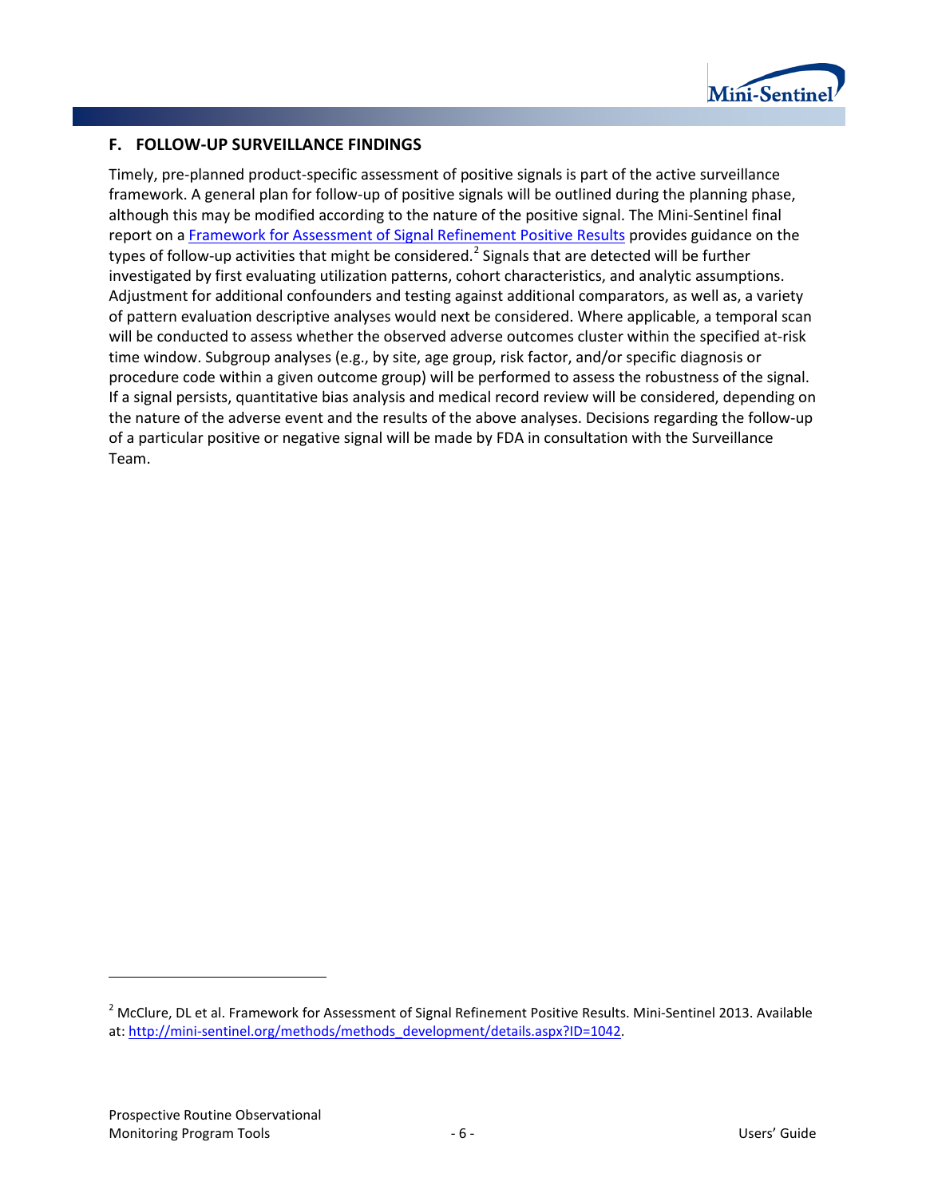## F. FOLLOW-UP SURVEILLANCE FINDINGS

Timely, pre-planned product-specific assessment of positive signals is part of the active surveillance framework. A general plan for follow-up of positive signals will be outlined during the planning phase, although this may be modified according to the nature of the positive signal. The Mini-Sentinel final report on a Framework for Assessment of Signal Refinement Positive Results provides guidance on the types of follow-up activities that might be considered.[2] Signals that are detected will be further investigated by first evaluating utilization patterns, cohort characteristics, and analytic assumptions. Adjustment for additional confounders and testing against additional comparators, as well as, a variety of pattern evaluation descriptive analyses would next be considered. Where applicable, a temporal scan will be conducted to assess whether the observed adverse outcomes cluster within the specified at-risk time window. Subgroup analyses (e.g., by site, age group, risk factor, and/or specific diagnosis or procedure code within a given outcome group) will be performed to assess the robustness of the signal. If a signal persists, quantitative bias analysis and medical record review will be considered, depending on the nature of the adverse event and the results of the above analyses. Decisions regarding the follow-up of a particular positive or negative signal will be made by FDA in consultation with the Surveillance Team.

---

[2] McClure, DL et al. Framework for Assessment of Signal Refinement Positive Results. Mini-Sentinel 2013. Available at: http://mini-sentinel.org/methods/methods_development/details.aspx?ID=1042.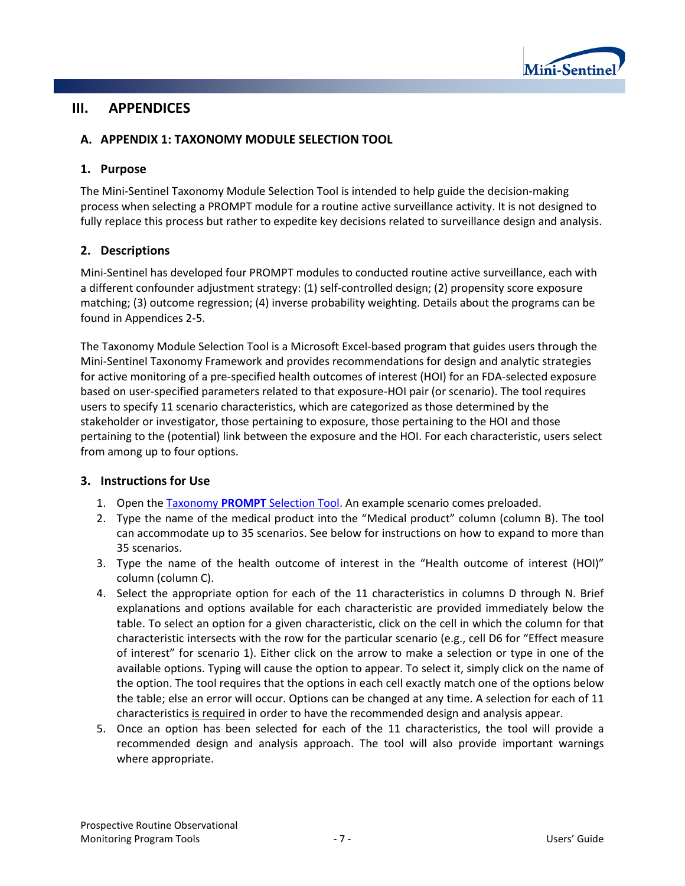# III. APPENDICES

## A. APPENDIX 1: TAXONOMY MODULE SELECTION TOOL

### 1. Purpose

The Mini-Sentinel Taxonomy Module Selection Tool is intended to help guide the decision-making process when selecting a PROMPT module for a routine active surveillance activity. It is not designed to fully replace this process but rather to expedite key decisions related to surveillance design and analysis.

### 2. Descriptions

Mini-Sentinel has developed four PROMPT modules to conducted routine active surveillance, each with a different confounder adjustment strategy: (1) self-controlled design; (2) propensity score exposure matching; (3) outcome regression; (4) inverse probability weighting. Details about the programs can be found in Appendices 2-5.

The Taxonomy Module Selection Tool is a Microsoft Excel-based program that guides users through the Mini-Sentinel Taxonomy Framework and provides recommendations for design and analytic strategies for active monitoring of a pre-specified health outcomes of interest (HOI) for an FDA-selected exposure based on user-specified parameters related to that exposure-HOI pair (or scenario). The tool requires users to specify 11 scenario characteristics, which are categorized as those determined by the stakeholder or investigator, those pertaining to exposure, those pertaining to the HOI and those pertaining to the (potential) link between the exposure and the HOI. For each characteristic, users select from among up to four options.

### 3. Instructions for Use

1. Open the Taxonomy **PROMPT** Selection Tool. An example scenario comes preloaded.
2. Type the name of the medical product into the "Medical product" column (column B). The tool can accommodate up to 35 scenarios. See below for instructions on how to expand to more than 35 scenarios.
3. Type the name of the health outcome of interest in the "Health outcome of interest (HOI)" column (column C).
4. Select the appropriate option for each of the 11 characteristics in columns D through N. Brief explanations and options available for each characteristic are provided immediately below the table. To select an option for a given characteristic, click on the cell in which the column for that characteristic intersects with the row for the particular scenario (e.g., cell D6 for "Effect measure of interest" for scenario 1). Either click on the arrow to make a selection or type in one of the available options. Typing will cause the option to appear. To select it, simply click on the name of the option. The tool requires that the options in each cell exactly match one of the options below the table; else an error will occur. Options can be changed at any time. A selection for each of 11 characteristics is required in order to have the recommended design and analysis appear.
5. Once an option has been selected for each of the 11 characteristics, the tool will provide a recommended design and analysis approach. The tool will also provide important warnings where appropriate.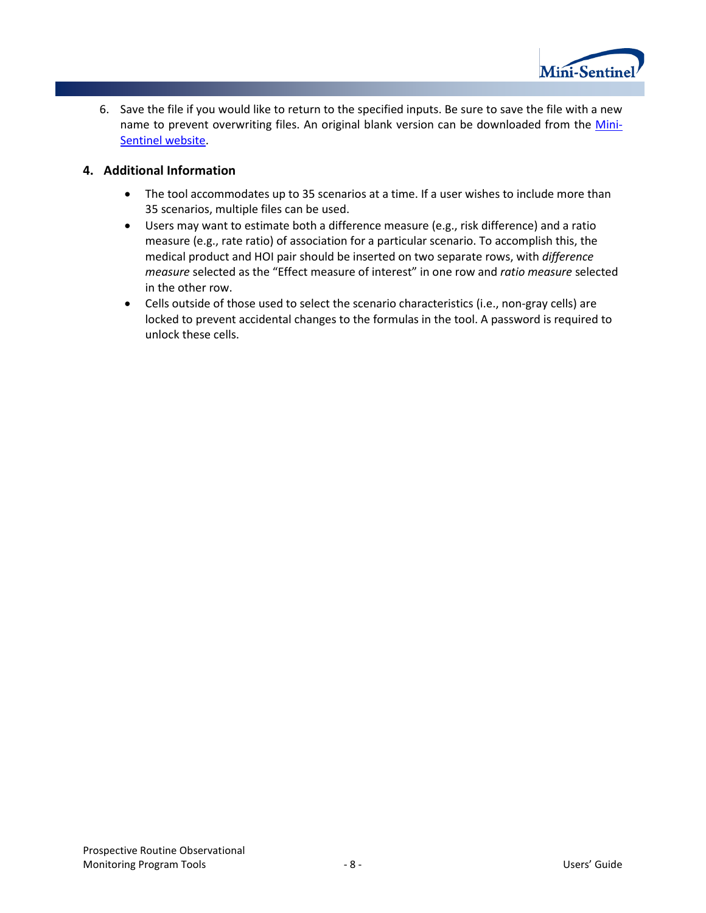6. Save the file if you would like to return to the specified inputs. Be sure to save the file with a new name to prevent overwriting files. An original blank version can be downloaded from the Mini-Sentinel website.

## 4. Additional Information

- The tool accommodates up to 35 scenarios at a time. If a user wishes to include more than 35 scenarios, multiple files can be used.
- Users may want to estimate both a difference measure (e.g., risk difference) and a ratio measure (e.g., rate ratio) of association for a particular scenario. To accomplish this, the medical product and HOI pair should be inserted on two separate rows, with *difference measure* selected as the "Effect measure of interest" in one row and *ratio measure* selected in the other row.
- Cells outside of those used to select the scenario characteristics (i.e., non-gray cells) are locked to prevent accidental changes to the formulas in the tool. A password is required to unlock these cells.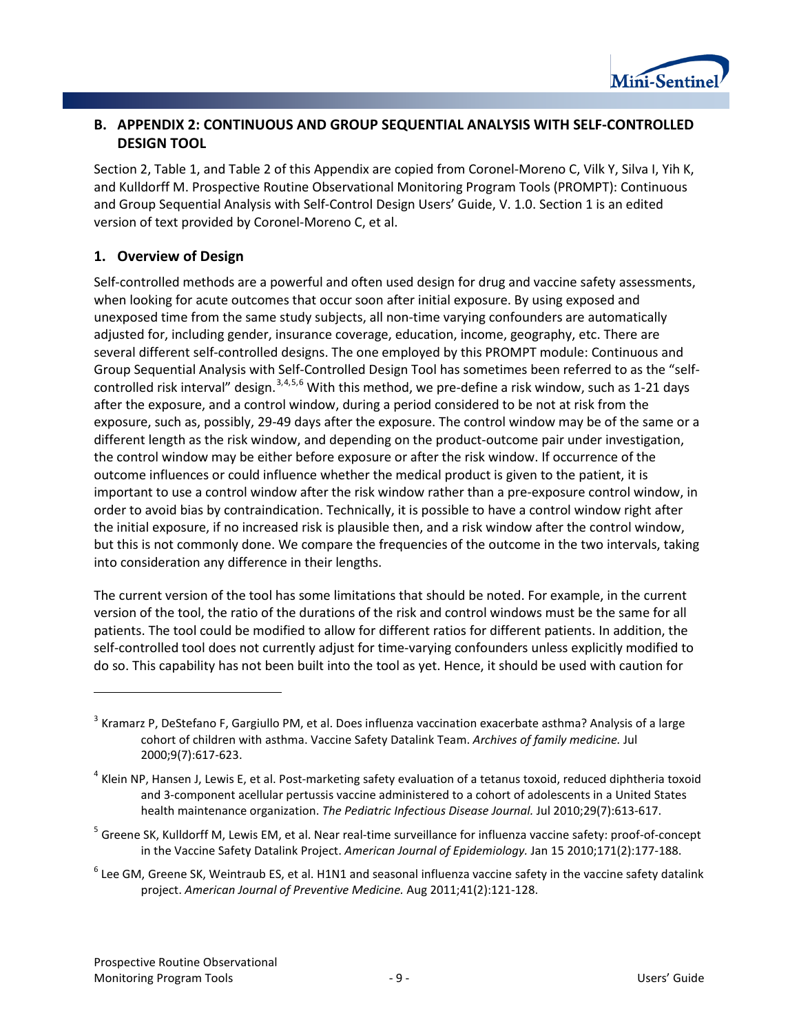## B. APPENDIX 2: CONTINUOUS AND GROUP SEQUENTIAL ANALYSIS WITH SELF-CONTROLLED DESIGN TOOL

Section 2, Table 1, and Table 2 of this Appendix are copied from Coronel-Moreno C, Vilk Y, Silva I, Yih K, and Kulldorff M. Prospective Routine Observational Monitoring Program Tools (PROMPT): Continuous and Group Sequential Analysis with Self-Control Design Users' Guide, V. 1.0. Section 1 is an edited version of text provided by Coronel-Moreno C, et al.

### 1. Overview of Design

Self-controlled methods are a powerful and often used design for drug and vaccine safety assessments, when looking for acute outcomes that occur soon after initial exposure. By using exposed and unexposed time from the same study subjects, all non-time varying confounders are automatically adjusted for, including gender, insurance coverage, education, income, geography, etc. There are several different self-controlled designs. The one employed by this PROMPT module: Continuous and Group Sequential Analysis with Self-Controlled Design Tool has sometimes been referred to as the "self-controlled risk interval" design.[3,4,5,6] With this method, we pre-define a risk window, such as 1-21 days after the exposure, and a control window, during a period considered to be not at risk from the exposure, such as, possibly, 29-49 days after the exposure. The control window may be of the same or a different length as the risk window, and depending on the product-outcome pair under investigation, the control window may be either before exposure or after the risk window. If occurrence of the outcome influences or could influence whether the medical product is given to the patient, it is important to use a control window after the risk window rather than a pre-exposure control window, in order to avoid bias by contraindication. Technically, it is possible to have a control window right after the initial exposure, if no increased risk is plausible then, and a risk window after the control window, but this is not commonly done. We compare the frequencies of the outcome in the two intervals, taking into consideration any difference in their lengths.

The current version of the tool has some limitations that should be noted. For example, in the current version of the tool, the ratio of the durations of the risk and control windows must be the same for all patients. The tool could be modified to allow for different ratios for different patients. In addition, the self-controlled tool does not currently adjust for time-varying confounders unless explicitly modified to do so. This capability has not been built into the tool as yet. Hence, it should be used with caution for

---

[3] Kramarz P, DeStefano F, Gargiullo PM, et al. Does influenza vaccination exacerbate asthma? Analysis of a large cohort of children with asthma. Vaccine Safety Datalink Team. *Archives of family medicine.* Jul 2000;9(7):617-623.

[4] Klein NP, Hansen J, Lewis E, et al. Post-marketing safety evaluation of a tetanus toxoid, reduced diphtheria toxoid and 3-component acellular pertussis vaccine administered to a cohort of adolescents in a United States health maintenance organization. *The Pediatric Infectious Disease Journal.* Jul 2010;29(7):613-617.

[5] Greene SK, Kulldorff M, Lewis EM, et al. Near real-time surveillance for influenza vaccine safety: proof-of-concept in the Vaccine Safety Datalink Project. *American Journal of Epidemiology.* Jan 15 2010;171(2):177-188.

[6] Lee GM, Greene SK, Weintraub ES, et al. H1N1 and seasonal influenza vaccine safety in the vaccine safety datalink project. *American Journal of Preventive Medicine.* Aug 2011;41(2):121-128.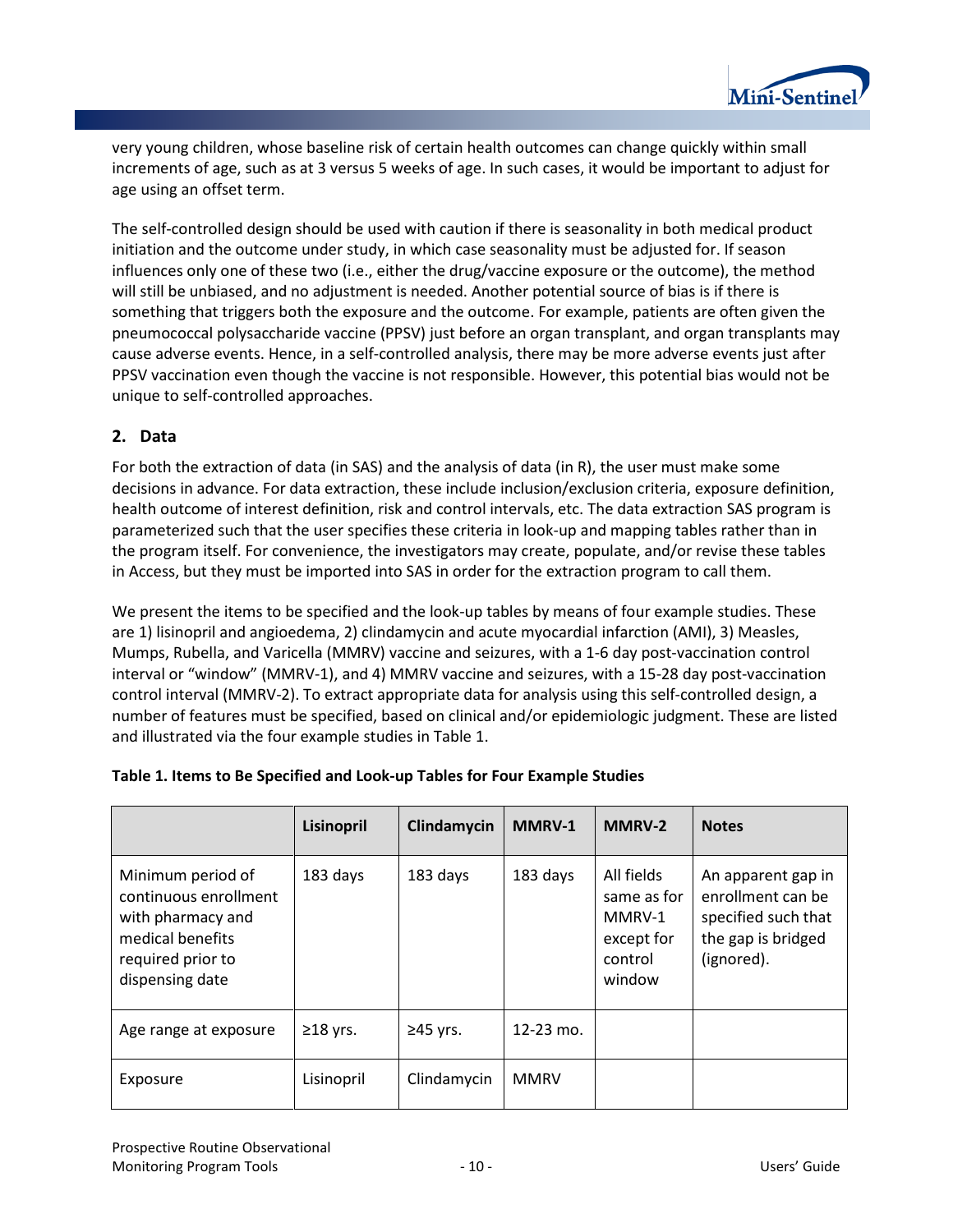very young children, whose baseline risk of certain health outcomes can change quickly within small increments of age, such as at 3 versus 5 weeks of age. In such cases, it would be important to adjust for age using an offset term.

The self-controlled design should be used with caution if there is seasonality in both medical product initiation and the outcome under study, in which case seasonality must be adjusted for. If season influences only one of these two (i.e., either the drug/vaccine exposure or the outcome), the method will still be unbiased, and no adjustment is needed. Another potential source of bias is if there is something that triggers both the exposure and the outcome. For example, patients are often given the pneumococcal polysaccharide vaccine (PPSV) just before an organ transplant, and organ transplants may cause adverse events. Hence, in a self-controlled analysis, there may be more adverse events just after PPSV vaccination even though the vaccine is not responsible. However, this potential bias would not be unique to self-controlled approaches.

## 2. Data

For both the extraction of data (in SAS) and the analysis of data (in R), the user must make some decisions in advance. For data extraction, these include inclusion/exclusion criteria, exposure definition, health outcome of interest definition, risk and control intervals, etc. The data extraction SAS program is parameterized such that the user specifies these criteria in look-up and mapping tables rather than in the program itself. For convenience, the investigators may create, populate, and/or revise these tables in Access, but they must be imported into SAS in order for the extraction program to call them.

We present the items to be specified and the look-up tables by means of four example studies. These are 1) lisinopril and angioedema, 2) clindamycin and acute myocardial infarction (AMI), 3) Measles, Mumps, Rubella, and Varicella (MMRV) vaccine and seizures, with a 1-6 day post-vaccination control interval or "window" (MMRV-1), and 4) MMRV vaccine and seizures, with a 15-28 day post-vaccination control interval (MMRV-2). To extract appropriate data for analysis using this self-controlled design, a number of features must be specified, based on clinical and/or epidemiologic judgment. These are listed and illustrated via the four example studies in Table 1.

**Table 1. Items to Be Specified and Look-up Tables for Four Example Studies**

| | Lisinopril | Clindamycin | MMRV-1 | MMRV-2 | Notes |
|---|---|---|---|---|---|
| Minimum period of continuous enrollment with pharmacy and medical benefits required prior to dispensing date | 183 days | 183 days | 183 days | All fields same as for MMRV-1 except for control window | An apparent gap in enrollment can be specified such that the gap is bridged (ignored). |
| Age range at exposure | ≥18 yrs. | ≥45 yrs. | 12-23 mo. | | |
| Exposure | Lisinopril | Clindamycin | MMRV | | |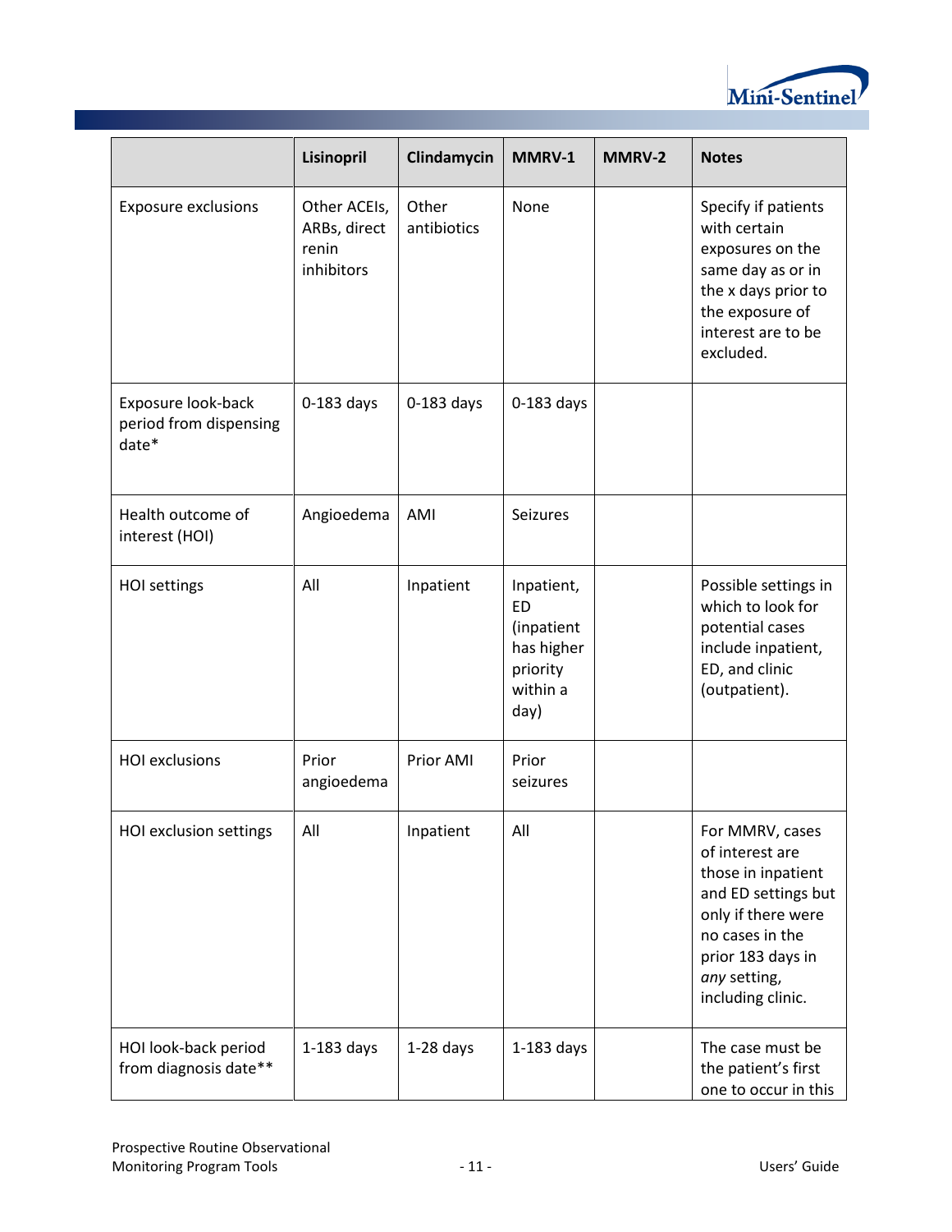| | Lisinopril | Clindamycin | MMRV-1 | MMRV-2 | Notes |
|---|---|---|---|---|---|
| Exposure exclusions | Other ACEIs, ARBs, direct renin inhibitors | Other antibiotics | None | | Specify if patients with certain exposures on the same day as or in the x days prior to the exposure of interest are to be excluded. |
| Exposure look-back period from dispensing date* | 0-183 days | 0-183 days | 0-183 days | | |
| Health outcome of interest (HOI) | Angioedema | AMI | Seizures | | |
| HOI settings | All | Inpatient | Inpatient, ED (inpatient has higher priority within a day) | | Possible settings in which to look for potential cases include inpatient, ED, and clinic (outpatient). |
| HOI exclusions | Prior angioedema | Prior AMI | Prior seizures | | |
| HOI exclusion settings | All | Inpatient | All | | For MMRV, cases of interest are those in inpatient and ED settings but only if there were no cases in the prior 183 days in *any* setting, including clinic. |
| HOI look-back period from diagnosis date** | 1-183 days | 1-28 days | 1-183 days | | The case must be the patient's first one to occur in this |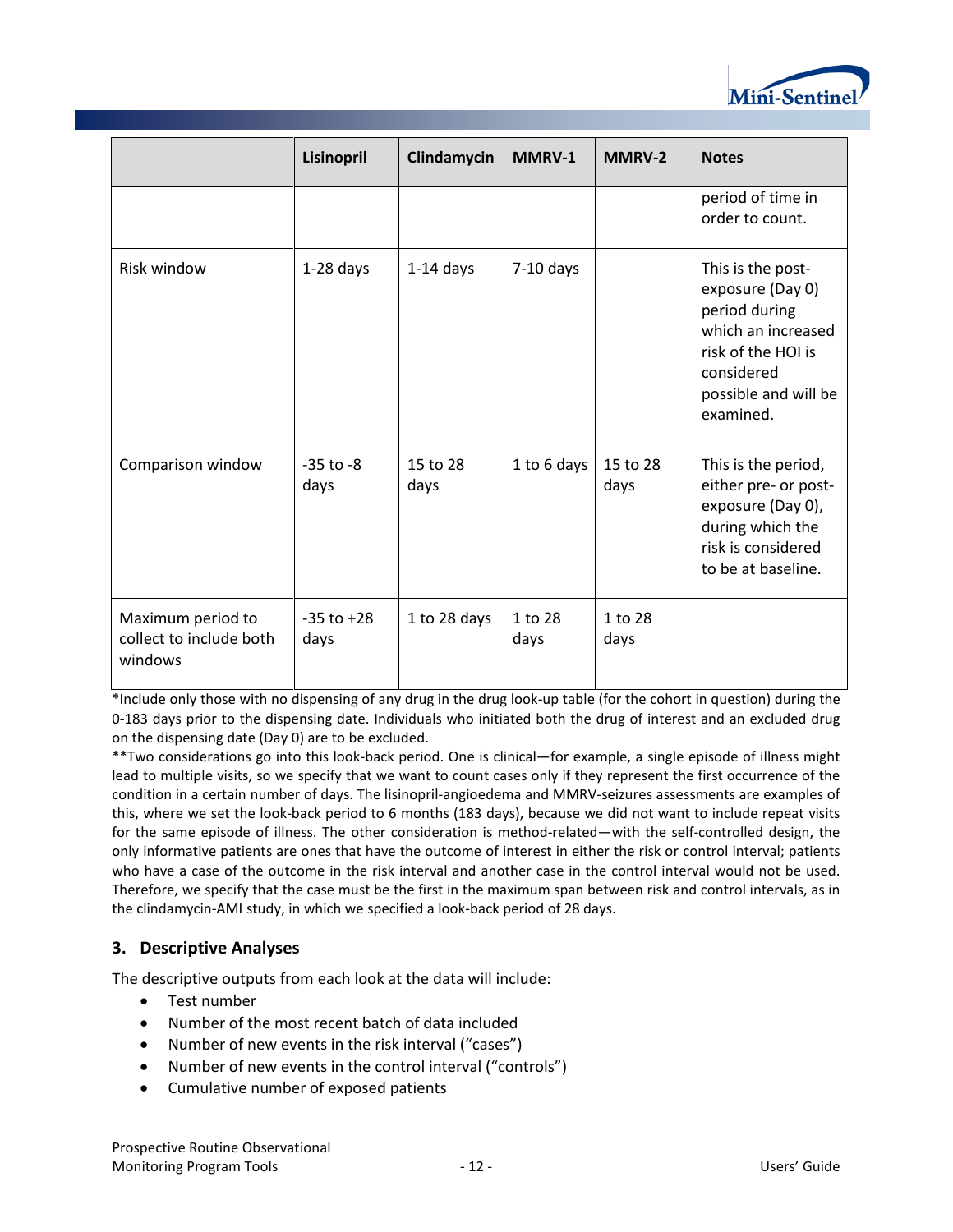|  | Lisinopril | Clindamycin | MMRV-1 | MMRV-2 | Notes |
| --- | --- | --- | --- | --- | --- |
|  |  |  |  |  | period of time in order to count. |
| Risk window | 1-28 days | 1-14 days | 7-10 days |  | This is the post-exposure (Day 0) period during which an increased risk of the HOI is considered possible and will be examined. |
| Comparison window | -35 to -8 days | 15 to 28 days | 1 to 6 days | 15 to 28 days | This is the period, either pre- or post-exposure (Day 0), during which the risk is considered to be at baseline. |
| Maximum period to collect to include both windows | -35 to +28 days | 1 to 28 days | 1 to 28 days | 1 to 28 days |  |

*Include only those with no dispensing of any drug in the drug look-up table (for the cohort in question) during the 0-183 days prior to the dispensing date. Individuals who initiated both the drug of interest and an excluded drug on the dispensing date (Day 0) are to be excluded.

**Two considerations go into this look-back period. One is clinical—for example, a single episode of illness might lead to multiple visits, so we specify that we want to count cases only if they represent the first occurrence of the condition in a certain number of days. The lisinopril-angioedema and MMRV-seizures assessments are examples of this, where we set the look-back period to 6 months (183 days), because we did not want to include repeat visits for the same episode of illness. The other consideration is method-related—with the self-controlled design, the only informative patients are ones that have the outcome of interest in either the risk or control interval; patients who have a case of the outcome in the risk interval and another case in the control interval would not be used. Therefore, we specify that the case must be the first in the maximum span between risk and control intervals, as in the clindamycin-AMI study, in which we specified a look-back period of 28 days.

### 3. Descriptive Analyses

The descriptive outputs from each look at the data will include:

- Test number
- Number of the most recent batch of data included
- Number of new events in the risk interval ("cases")
- Number of new events in the control interval ("controls")
- Cumulative number of exposed patients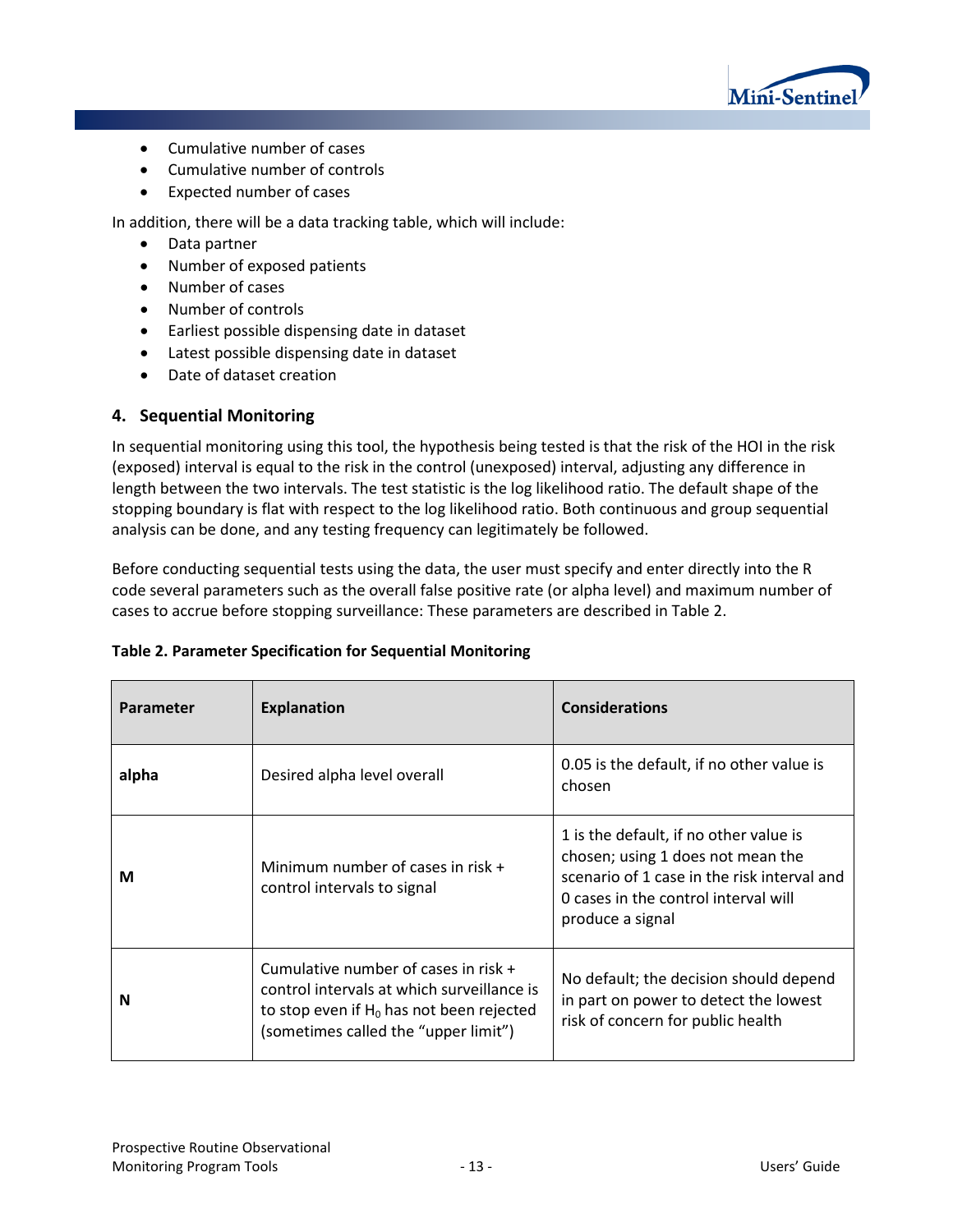- Cumulative number of cases
- Cumulative number of controls
- Expected number of cases

In addition, there will be a data tracking table, which will include:

- Data partner
- Number of exposed patients
- Number of cases
- Number of controls
- Earliest possible dispensing date in dataset
- Latest possible dispensing date in dataset
- Date of dataset creation

## 4. Sequential Monitoring

In sequential monitoring using this tool, the hypothesis being tested is that the risk of the HOI in the risk (exposed) interval is equal to the risk in the control (unexposed) interval, adjusting any difference in length between the two intervals. The test statistic is the log likelihood ratio. The default shape of the stopping boundary is flat with respect to the log likelihood ratio. Both continuous and group sequential analysis can be done, and any testing frequency can legitimately be followed.

Before conducting sequential tests using the data, the user must specify and enter directly into the R code several parameters such as the overall false positive rate (or alpha level) and maximum number of cases to accrue before stopping surveillance: These parameters are described in Table 2.

**Table 2. Parameter Specification for Sequential Monitoring**

| Parameter | Explanation | Considerations |
|---|---|---|
| **alpha** | Desired alpha level overall | 0.05 is the default, if no other value is chosen |
| **M** | Minimum number of cases in risk + control intervals to signal | 1 is the default, if no other value is chosen; using 1 does not mean the scenario of 1 case in the risk interval and 0 cases in the control interval will produce a signal |
| **N** | Cumulative number of cases in risk + control intervals at which surveillance is to stop even if $H_0$ has not been rejected (sometimes called the "upper limit") | No default; the decision should depend in part on power to detect the lowest risk of concern for public health |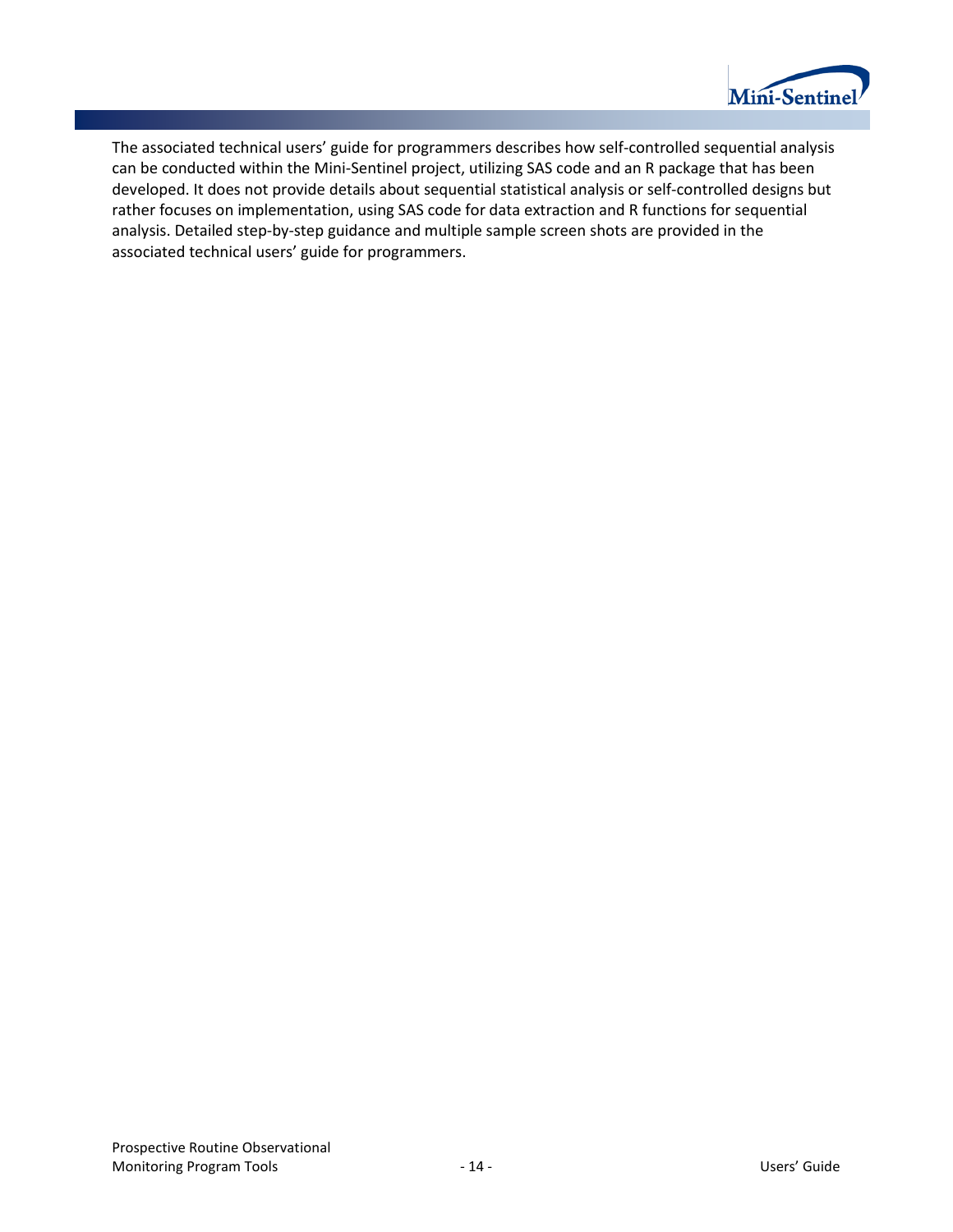The associated technical users' guide for programmers describes how self-controlled sequential analysis can be conducted within the Mini-Sentinel project, utilizing SAS code and an R package that has been developed. It does not provide details about sequential statistical analysis or self-controlled designs but rather focuses on implementation, using SAS code for data extraction and R functions for sequential analysis. Detailed step-by-step guidance and multiple sample screen shots are provided in the associated technical users' guide for programmers.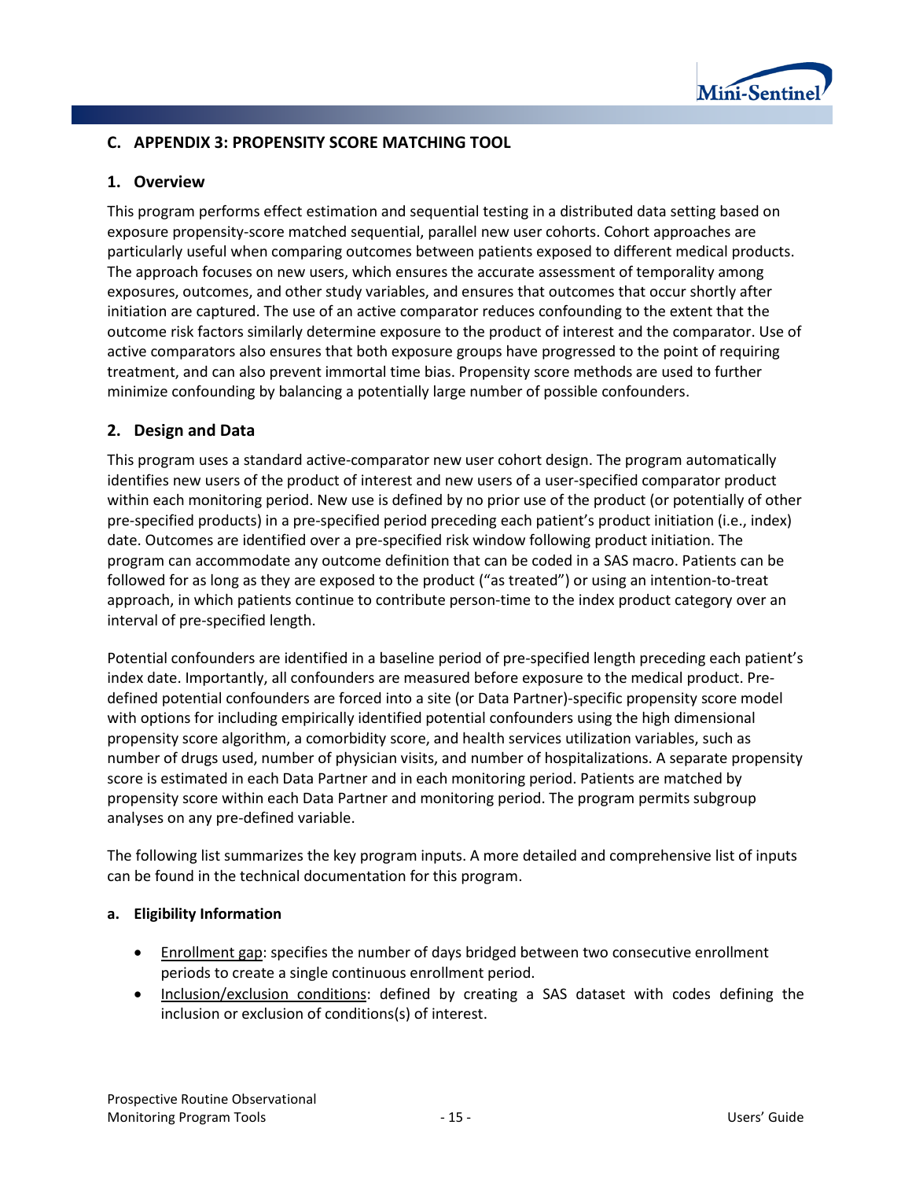## C. APPENDIX 3: PROPENSITY SCORE MATCHING TOOL

### 1. Overview

This program performs effect estimation and sequential testing in a distributed data setting based on exposure propensity-score matched sequential, parallel new user cohorts. Cohort approaches are particularly useful when comparing outcomes between patients exposed to different medical products. The approach focuses on new users, which ensures the accurate assessment of temporality among exposures, outcomes, and other study variables, and ensures that outcomes that occur shortly after initiation are captured. The use of an active comparator reduces confounding to the extent that the outcome risk factors similarly determine exposure to the product of interest and the comparator. Use of active comparators also ensures that both exposure groups have progressed to the point of requiring treatment, and can also prevent immortal time bias. Propensity score methods are used to further minimize confounding by balancing a potentially large number of possible confounders.

### 2. Design and Data

This program uses a standard active-comparator new user cohort design. The program automatically identifies new users of the product of interest and new users of a user-specified comparator product within each monitoring period. New use is defined by no prior use of the product (or potentially of other pre-specified products) in a pre-specified period preceding each patient's product initiation (i.e., index) date. Outcomes are identified over a pre-specified risk window following product initiation. The program can accommodate any outcome definition that can be coded in a SAS macro. Patients can be followed for as long as they are exposed to the product ("as treated") or using an intention-to-treat approach, in which patients continue to contribute person-time to the index product category over an interval of pre-specified length.

Potential confounders are identified in a baseline period of pre-specified length preceding each patient's index date. Importantly, all confounders are measured before exposure to the medical product. Pre-defined potential confounders are forced into a site (or Data Partner)-specific propensity score model with options for including empirically identified potential confounders using the high dimensional propensity score algorithm, a comorbidity score, and health services utilization variables, such as number of drugs used, number of physician visits, and number of hospitalizations. A separate propensity score is estimated in each Data Partner and in each monitoring period. Patients are matched by propensity score within each Data Partner and monitoring period. The program permits subgroup analyses on any pre-defined variable.

The following list summarizes the key program inputs. A more detailed and comprehensive list of inputs can be found in the technical documentation for this program.

#### a. Eligibility Information

- Enrollment gap: specifies the number of days bridged between two consecutive enrollment periods to create a single continuous enrollment period.
- Inclusion/exclusion conditions: defined by creating a SAS dataset with codes defining the inclusion or exclusion of conditions(s) of interest.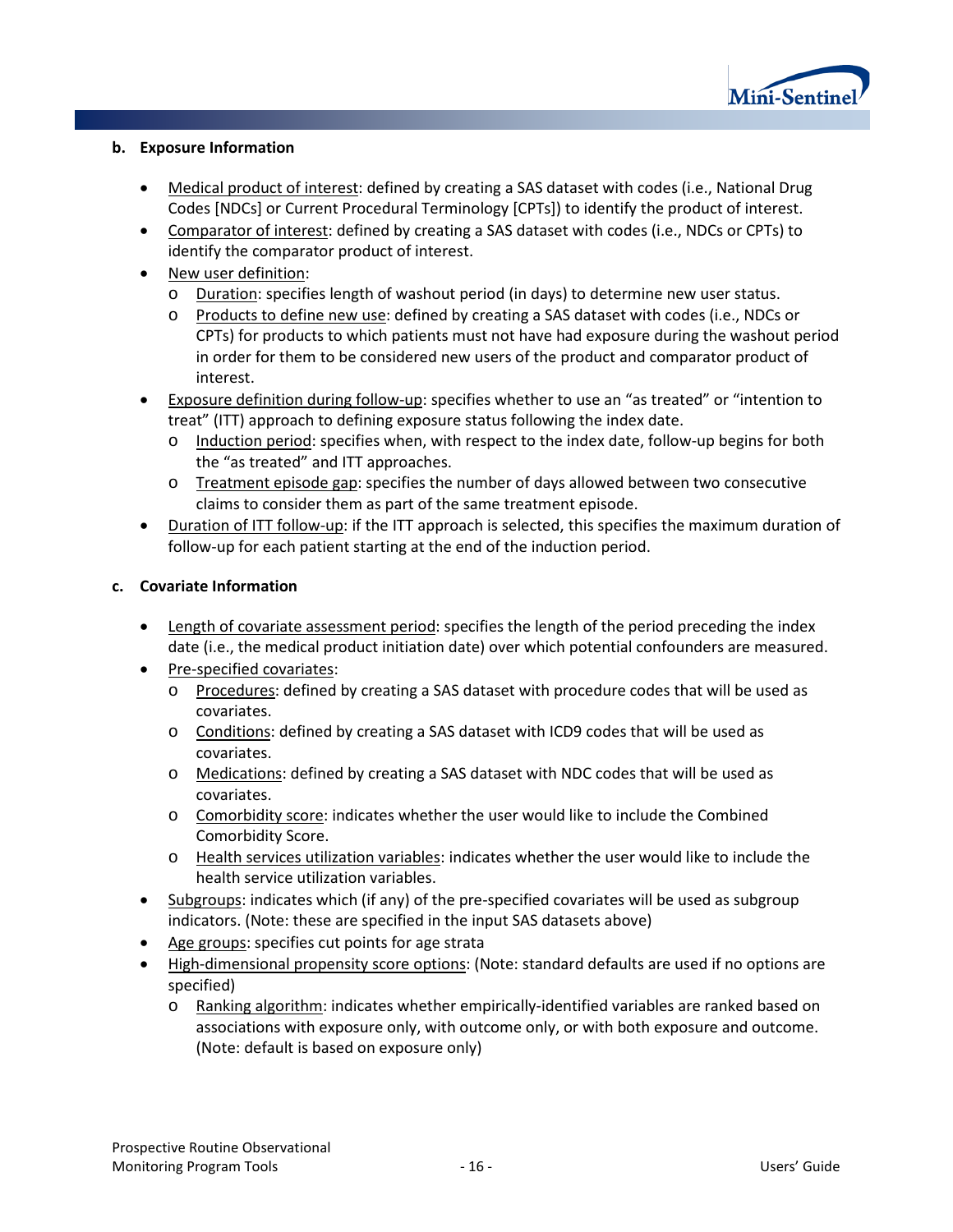**b. Exposure Information**

- Medical product of interest: defined by creating a SAS dataset with codes (i.e., National Drug Codes [NDCs] or Current Procedural Terminology [CPTs]) to identify the product of interest.
- Comparator of interest: defined by creating a SAS dataset with codes (i.e., NDCs or CPTs) to identify the comparator product of interest.
- New user definition:
  - Duration: specifies length of washout period (in days) to determine new user status.
  - Products to define new use: defined by creating a SAS dataset with codes (i.e., NDCs or CPTs) for products to which patients must not have had exposure during the washout period in order for them to be considered new users of the product and comparator product of interest.
- Exposure definition during follow-up: specifies whether to use an "as treated" or "intention to treat" (ITT) approach to defining exposure status following the index date.
  - Induction period: specifies when, with respect to the index date, follow-up begins for both the "as treated" and ITT approaches.
  - Treatment episode gap: specifies the number of days allowed between two consecutive claims to consider them as part of the same treatment episode.
- Duration of ITT follow-up: if the ITT approach is selected, this specifies the maximum duration of follow-up for each patient starting at the end of the induction period.

**c. Covariate Information**

- Length of covariate assessment period: specifies the length of the period preceding the index date (i.e., the medical product initiation date) over which potential confounders are measured.
- Pre-specified covariates:
  - Procedures: defined by creating a SAS dataset with procedure codes that will be used as covariates.
  - Conditions: defined by creating a SAS dataset with ICD9 codes that will be used as covariates.
  - Medications: defined by creating a SAS dataset with NDC codes that will be used as covariates.
  - Comorbidity score: indicates whether the user would like to include the Combined Comorbidity Score.
  - Health services utilization variables: indicates whether the user would like to include the health service utilization variables.
- Subgroups: indicates which (if any) of the pre-specified covariates will be used as subgroup indicators. (Note: these are specified in the input SAS datasets above)
- Age groups: specifies cut points for age strata
- High-dimensional propensity score options: (Note: standard defaults are used if no options are specified)
  - Ranking algorithm: indicates whether empirically-identified variables are ranked based on associations with exposure only, with outcome only, or with both exposure and outcome. (Note: default is based on exposure only)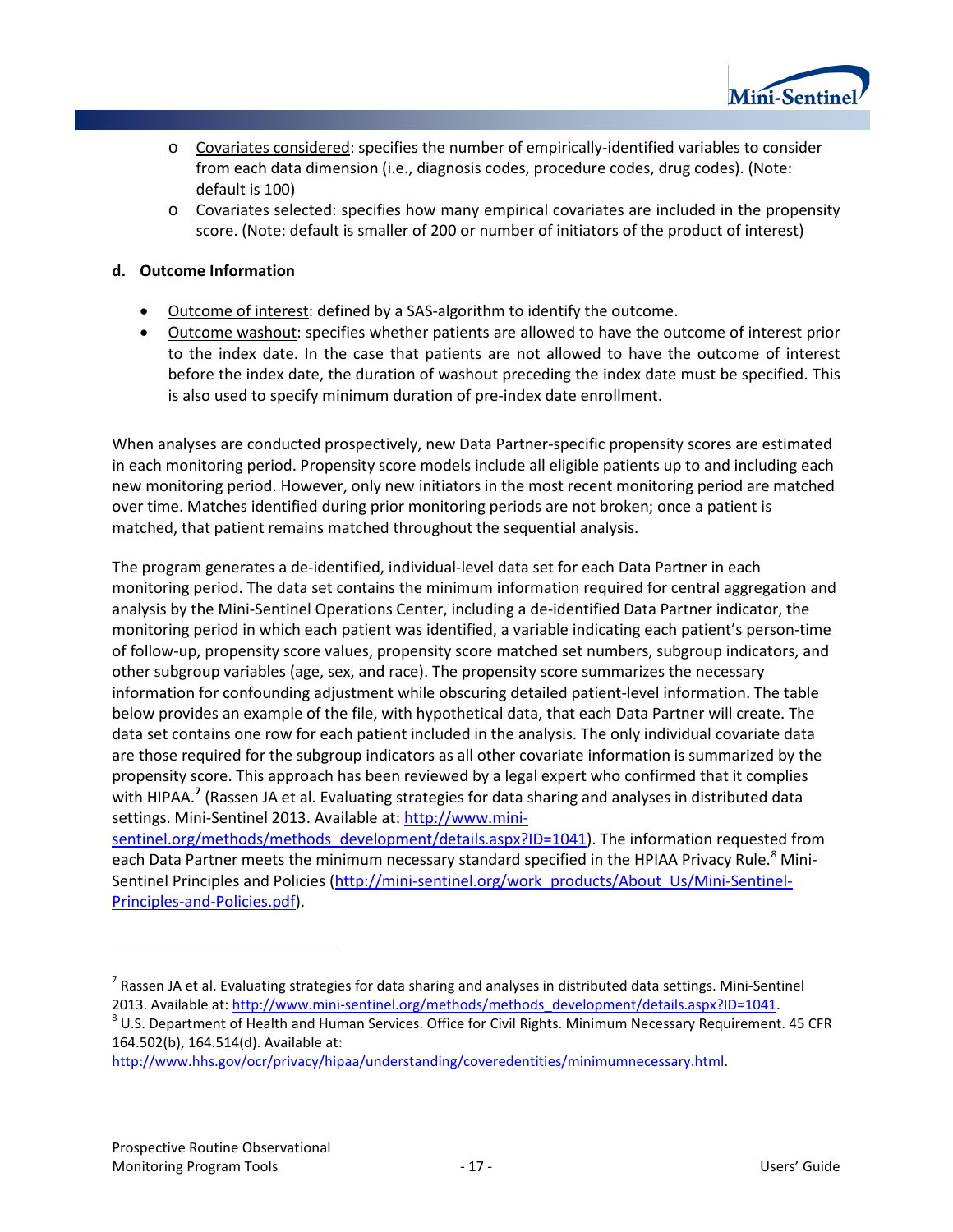- Covariates considered: specifies the number of empirically-identified variables to consider from each data dimension (i.e., diagnosis codes, procedure codes, drug codes). (Note: default is 100)
- Covariates selected: specifies how many empirical covariates are included in the propensity score. (Note: default is smaller of 200 or number of initiators of the product of interest)

**d. Outcome Information**

- Outcome of interest: defined by a SAS-algorithm to identify the outcome.
- Outcome washout: specifies whether patients are allowed to have the outcome of interest prior to the index date. In the case that patients are not allowed to have the outcome of interest before the index date, the duration of washout preceding the index date must be specified. This is also used to specify minimum duration of pre-index date enrollment.

When analyses are conducted prospectively, new Data Partner-specific propensity scores are estimated in each monitoring period. Propensity score models include all eligible patients up to and including each new monitoring period. However, only new initiators in the most recent monitoring period are matched over time. Matches identified during prior monitoring periods are not broken; once a patient is matched, that patient remains matched throughout the sequential analysis.

The program generates a de-identified, individual-level data set for each Data Partner in each monitoring period. The data set contains the minimum information required for central aggregation and analysis by the Mini-Sentinel Operations Center, including a de-identified Data Partner indicator, the monitoring period in which each patient was identified, a variable indicating each patient's person-time of follow-up, propensity score values, propensity score matched set numbers, subgroup indicators, and other subgroup variables (age, sex, and race). The propensity score summarizes the necessary information for confounding adjustment while obscuring detailed patient-level information. The table below provides an example of the file, with hypothetical data, that each Data Partner will create. The data set contains one row for each patient included in the analysis. The only individual covariate data are those required for the subgroup indicators as all other covariate information is summarized by the propensity score. This approach has been reviewed by a legal expert who confirmed that it complies with HIPAA.[7] (Rassen JA et al. Evaluating strategies for data sharing and analyses in distributed data settings. Mini-Sentinel 2013. Available at: http://www.mini-sentinel.org/methods/methods_development/details.aspx?ID=1041). The information requested from each Data Partner meets the minimum necessary standard specified in the HPIAA Privacy Rule.[8] Mini-Sentinel Principles and Policies (http://mini-sentinel.org/work_products/About_Us/Mini-Sentinel-Principles-and-Policies.pdf).

---

[7] Rassen JA et al. Evaluating strategies for data sharing and analyses in distributed data settings. Mini-Sentinel 2013. Available at: http://www.mini-sentinel.org/methods/methods_development/details.aspx?ID=1041.

[8] U.S. Department of Health and Human Services. Office for Civil Rights. Minimum Necessary Requirement. 45 CFR 164.502(b), 164.514(d). Available at: http://www.hhs.gov/ocr/privacy/hipaa/understanding/coveredentities/minimumnecessary.html.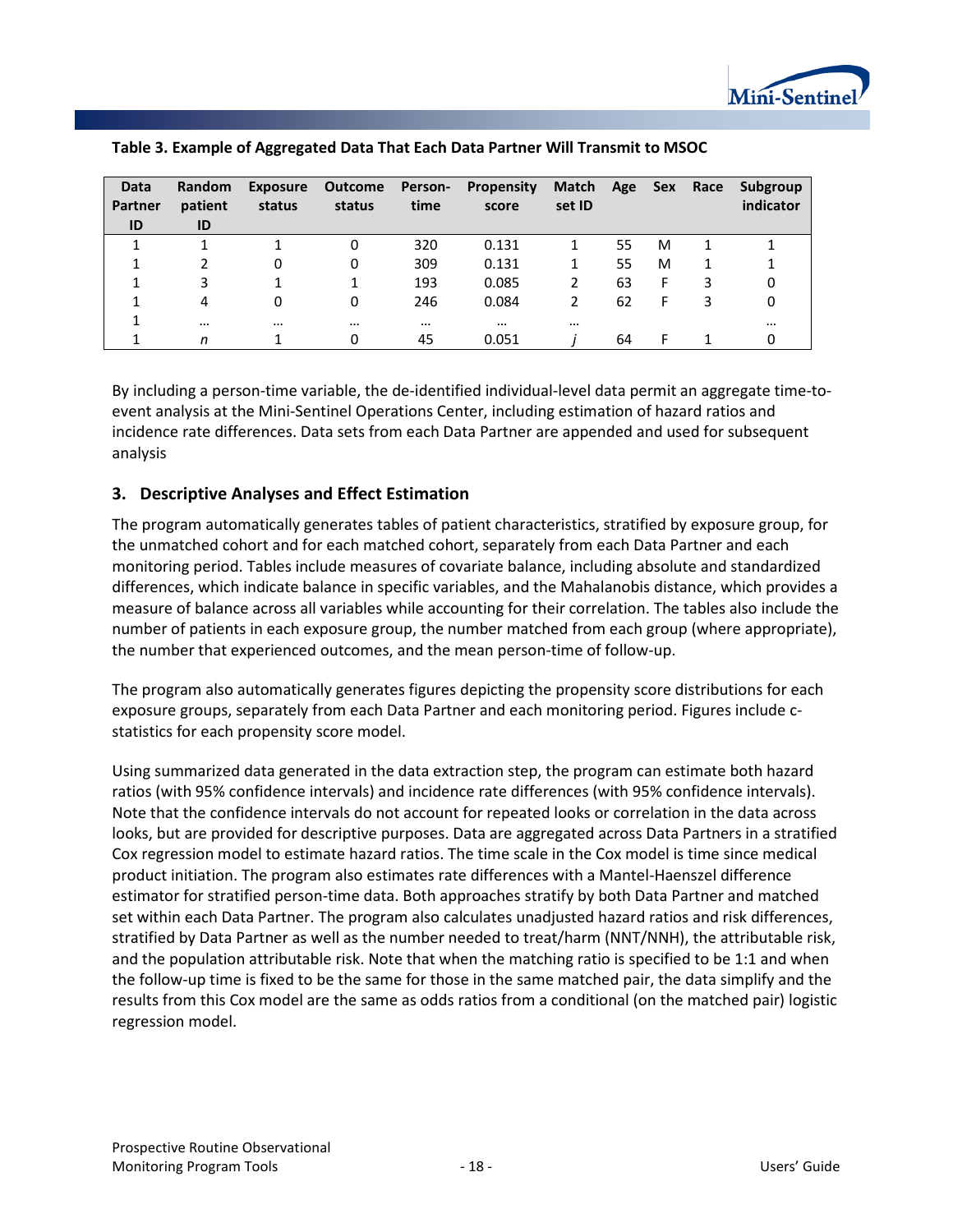**Table 3. Example of Aggregated Data That Each Data Partner Will Transmit to MSOC**

| Data Partner ID | Random patient ID | Exposure status | Outcome status | Person-time | Propensity score | Match set ID | Age | Sex | Race | Subgroup indicator |
|---|---|---|---|---|---|---|---|---|---|---|
| 1 | 1 | 1 | 0 | 320 | 0.131 | 1 | 55 | M | 1 | 1 |
| 1 | 2 | 0 | 0 | 309 | 0.131 | 1 | 55 | M | 1 | 1 |
| 1 | 3 | 1 | 1 | 193 | 0.085 | 2 | 63 | F | 3 | 0 |
| 1 | 4 | 0 | 0 | 246 | 0.084 | 2 | 62 | F | 3 | 0 |
| 1 | … | … | … | … | … | … | | | | … |
| 1 | *n* | 1 | 0 | 45 | 0.051 | *j* | 64 | F | 1 | 0 |

By including a person-time variable, the de-identified individual-level data permit an aggregate time-to-event analysis at the Mini-Sentinel Operations Center, including estimation of hazard ratios and incidence rate differences. Data sets from each Data Partner are appended and used for subsequent analysis

### 3. Descriptive Analyses and Effect Estimation

The program automatically generates tables of patient characteristics, stratified by exposure group, for the unmatched cohort and for each matched cohort, separately from each Data Partner and each monitoring period. Tables include measures of covariate balance, including absolute and standardized differences, which indicate balance in specific variables, and the Mahalanobis distance, which provides a measure of balance across all variables while accounting for their correlation. The tables also include the number of patients in each exposure group, the number matched from each group (where appropriate), the number that experienced outcomes, and the mean person-time of follow-up.

The program also automatically generates figures depicting the propensity score distributions for each exposure groups, separately from each Data Partner and each monitoring period. Figures include c-statistics for each propensity score model.

Using summarized data generated in the data extraction step, the program can estimate both hazard ratios (with 95% confidence intervals) and incidence rate differences (with 95% confidence intervals). Note that the confidence intervals do not account for repeated looks or correlation in the data across looks, but are provided for descriptive purposes. Data are aggregated across Data Partners in a stratified Cox regression model to estimate hazard ratios. The time scale in the Cox model is time since medical product initiation. The program also estimates rate differences with a Mantel-Haenszel difference estimator for stratified person-time data. Both approaches stratify by both Data Partner and matched set within each Data Partner. The program also calculates unadjusted hazard ratios and risk differences, stratified by Data Partner as well as the number needed to treat/harm (NNT/NNH), the attributable risk, and the population attributable risk. Note that when the matching ratio is specified to be 1:1 and when the follow-up time is fixed to be the same for those in the same matched pair, the data simplify and the results from this Cox model are the same as odds ratios from a conditional (on the matched pair) logistic regression model.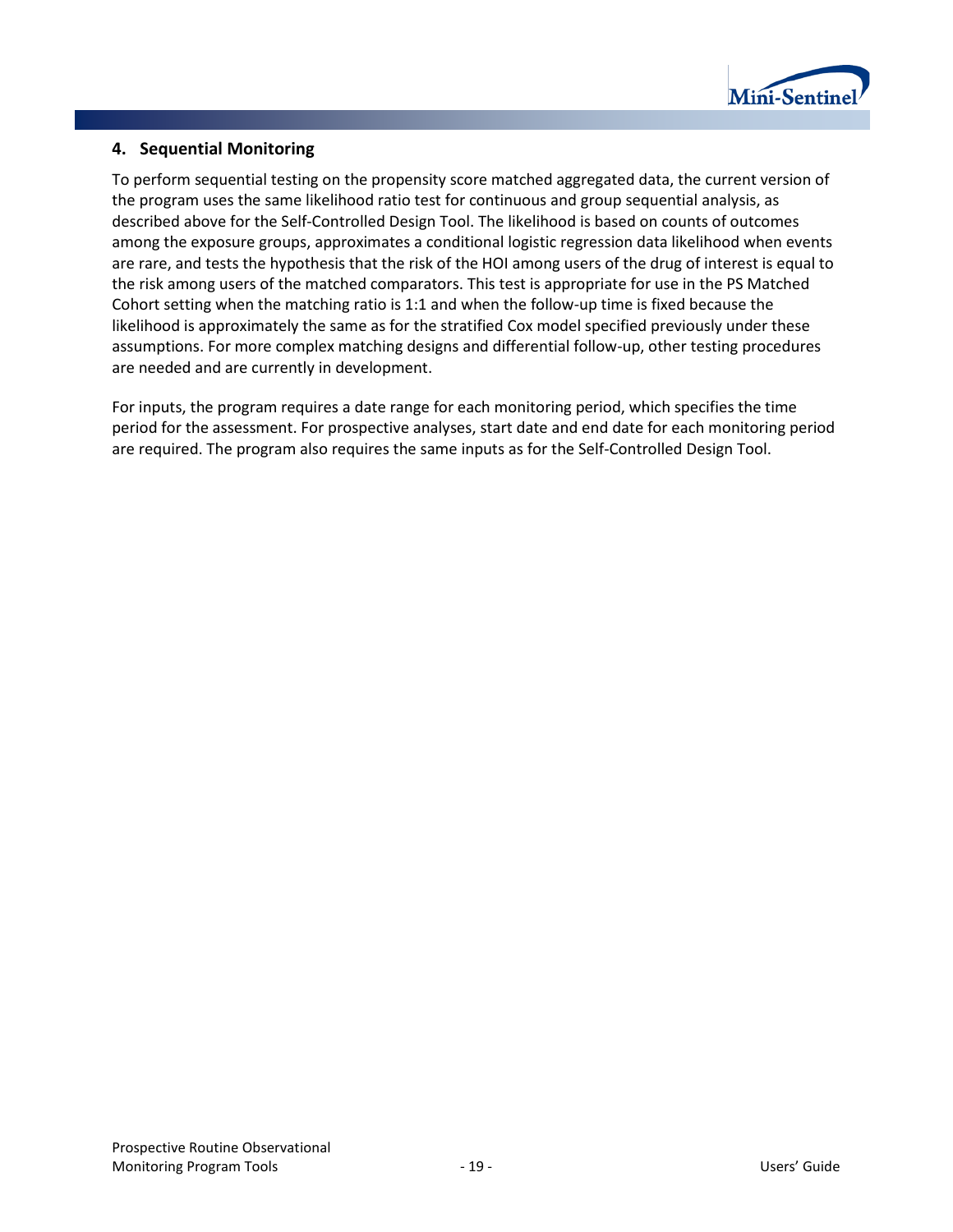## 4. Sequential Monitoring

To perform sequential testing on the propensity score matched aggregated data, the current version of the program uses the same likelihood ratio test for continuous and group sequential analysis, as described above for the Self-Controlled Design Tool. The likelihood is based on counts of outcomes among the exposure groups, approximates a conditional logistic regression data likelihood when events are rare, and tests the hypothesis that the risk of the HOI among users of the drug of interest is equal to the risk among users of the matched comparators. This test is appropriate for use in the PS Matched Cohort setting when the matching ratio is 1:1 and when the follow-up time is fixed because the likelihood is approximately the same as for the stratified Cox model specified previously under these assumptions. For more complex matching designs and differential follow-up, other testing procedures are needed and are currently in development.

For inputs, the program requires a date range for each monitoring period, which specifies the time period for the assessment. For prospective analyses, start date and end date for each monitoring period are required. The program also requires the same inputs as for the Self-Controlled Design Tool.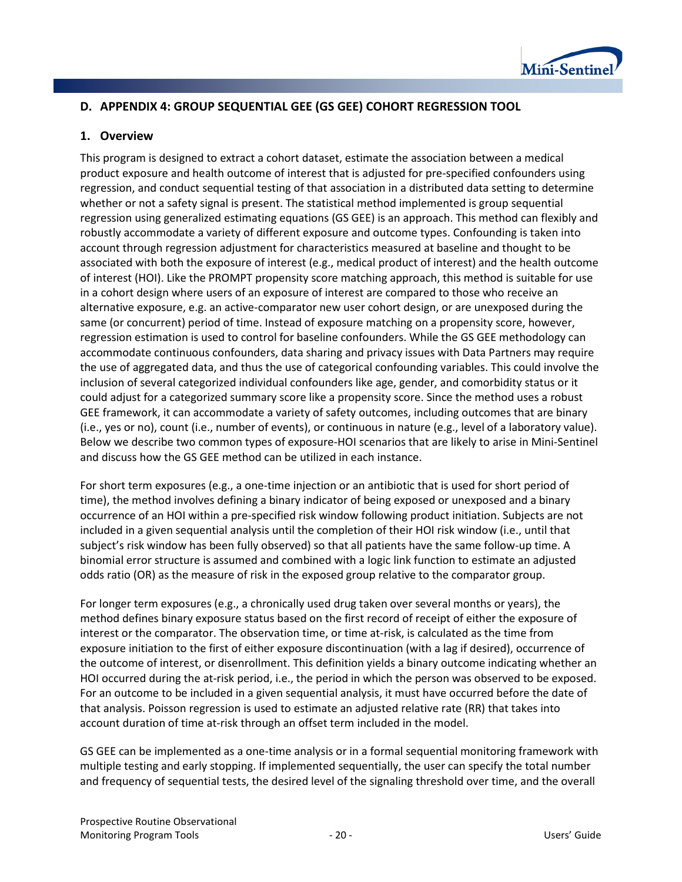## D. APPENDIX 4: GROUP SEQUENTIAL GEE (GS GEE) COHORT REGRESSION TOOL

### 1. Overview

This program is designed to extract a cohort dataset, estimate the association between a medical product exposure and health outcome of interest that is adjusted for pre-specified confounders using regression, and conduct sequential testing of that association in a distributed data setting to determine whether or not a safety signal is present. The statistical method implemented is group sequential regression using generalized estimating equations (GS GEE) is an approach. This method can flexibly and robustly accommodate a variety of different exposure and outcome types. Confounding is taken into account through regression adjustment for characteristics measured at baseline and thought to be associated with both the exposure of interest (e.g., medical product of interest) and the health outcome of interest (HOI). Like the PROMPT propensity score matching approach, this method is suitable for use in a cohort design where users of an exposure of interest are compared to those who receive an alternative exposure, e.g. an active-comparator new user cohort design, or are unexposed during the same (or concurrent) period of time. Instead of exposure matching on a propensity score, however, regression estimation is used to control for baseline confounders. While the GS GEE methodology can accommodate continuous confounders, data sharing and privacy issues with Data Partners may require the use of aggregated data, and thus the use of categorical confounding variables. This could involve the inclusion of several categorized individual confounders like age, gender, and comorbidity status or it could adjust for a categorized summary score like a propensity score. Since the method uses a robust GEE framework, it can accommodate a variety of safety outcomes, including outcomes that are binary (i.e., yes or no), count (i.e., number of events), or continuous in nature (e.g., level of a laboratory value). Below we describe two common types of exposure-HOI scenarios that are likely to arise in Mini-Sentinel and discuss how the GS GEE method can be utilized in each instance.

For short term exposures (e.g., a one-time injection or an antibiotic that is used for short period of time), the method involves defining a binary indicator of being exposed or unexposed and a binary occurrence of an HOI within a pre-specified risk window following product initiation. Subjects are not included in a given sequential analysis until the completion of their HOI risk window (i.e., until that subject's risk window has been fully observed) so that all patients have the same follow-up time. A binomial error structure is assumed and combined with a logic link function to estimate an adjusted odds ratio (OR) as the measure of risk in the exposed group relative to the comparator group.

For longer term exposures (e.g., a chronically used drug taken over several months or years), the method defines binary exposure status based on the first record of receipt of either the exposure of interest or the comparator. The observation time, or time at-risk, is calculated as the time from exposure initiation to the first of either exposure discontinuation (with a lag if desired), occurrence of the outcome of interest, or disenrollment. This definition yields a binary outcome indicating whether an HOI occurred during the at-risk period, i.e., the period in which the person was observed to be exposed. For an outcome to be included in a given sequential analysis, it must have occurred before the date of that analysis. Poisson regression is used to estimate an adjusted relative rate (RR) that takes into account duration of time at-risk through an offset term included in the model.

GS GEE can be implemented as a one-time analysis or in a formal sequential monitoring framework with multiple testing and early stopping. If implemented sequentially, the user can specify the total number and frequency of sequential tests, the desired level of the signaling threshold over time, and the overall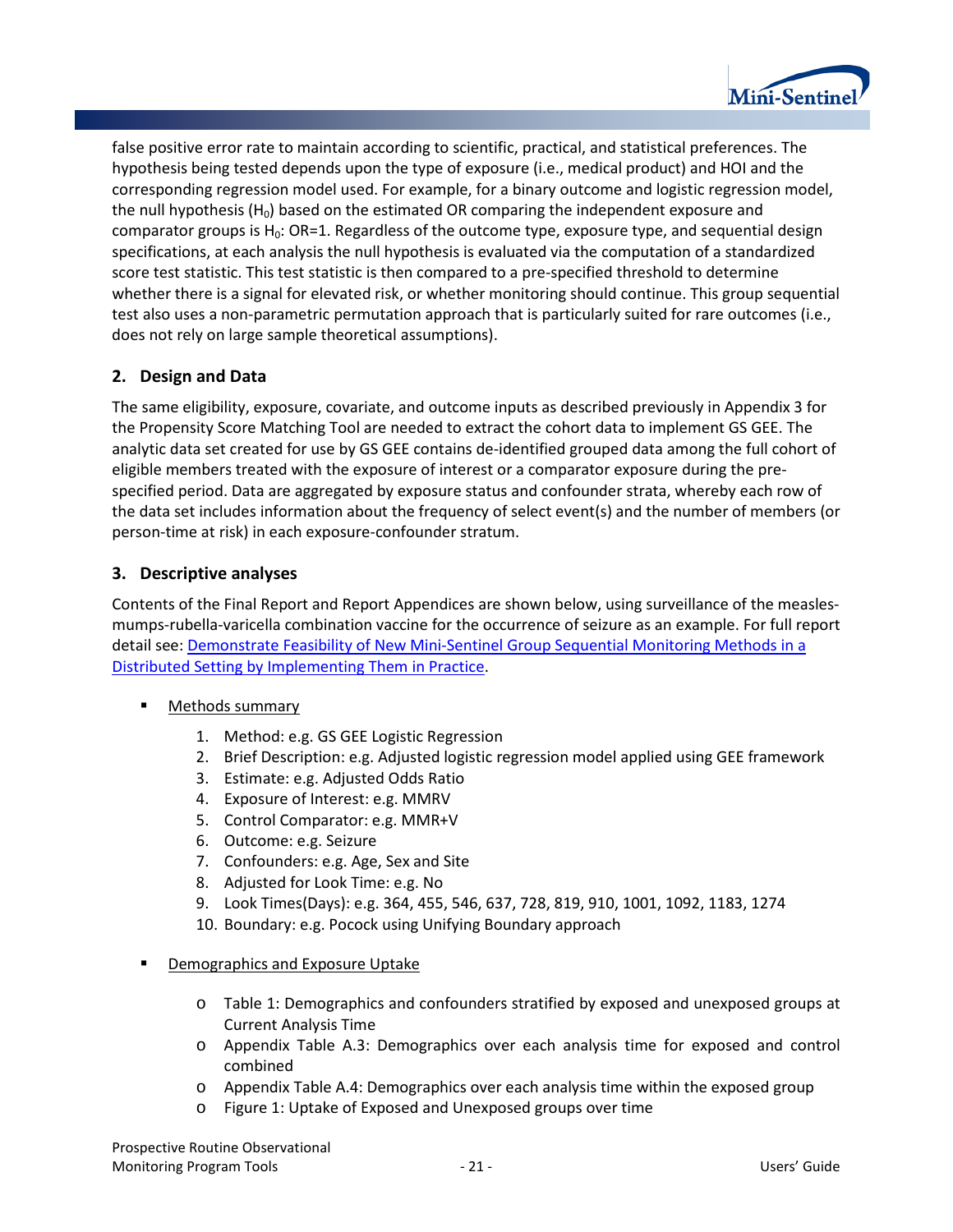false positive error rate to maintain according to scientific, practical, and statistical preferences. The hypothesis being tested depends upon the type of exposure (i.e., medical product) and HOI and the corresponding regression model used. For example, for a binary outcome and logistic regression model, the null hypothesis ($H_0$) based on the estimated OR comparing the independent exposure and comparator groups is $H_0$: OR=1. Regardless of the outcome type, exposure type, and sequential design specifications, at each analysis the null hypothesis is evaluated via the computation of a standardized score test statistic. This test statistic is then compared to a pre-specified threshold to determine whether there is a signal for elevated risk, or whether monitoring should continue. This group sequential test also uses a non-parametric permutation approach that is particularly suited for rare outcomes (i.e., does not rely on large sample theoretical assumptions).

## 2. Design and Data

The same eligibility, exposure, covariate, and outcome inputs as described previously in Appendix 3 for the Propensity Score Matching Tool are needed to extract the cohort data to implement GS GEE. The analytic data set created for use by GS GEE contains de-identified grouped data among the full cohort of eligible members treated with the exposure of interest or a comparator exposure during the pre-specified period. Data are aggregated by exposure status and confounder strata, whereby each row of the data set includes information about the frequency of select event(s) and the number of members (or person-time at risk) in each exposure-confounder stratum.

## 3. Descriptive analyses

Contents of the Final Report and Report Appendices are shown below, using surveillance of the measles-mumps-rubella-varicella combination vaccine for the occurrence of seizure as an example. For full report detail see: Demonstrate Feasibility of New Mini-Sentinel Group Sequential Monitoring Methods in a Distributed Setting by Implementing Them in Practice.

- Methods summary
  1. Method: e.g. GS GEE Logistic Regression
  2. Brief Description: e.g. Adjusted logistic regression model applied using GEE framework
  3. Estimate: e.g. Adjusted Odds Ratio
  4. Exposure of Interest: e.g. MMRV
  5. Control Comparator: e.g. MMR+V
  6. Outcome: e.g. Seizure
  7. Confounders: e.g. Age, Sex and Site
  8. Adjusted for Look Time: e.g. No
  9. Look Times(Days): e.g. 364, 455, 546, 637, 728, 819, 910, 1001, 1092, 1183, 1274
  10. Boundary: e.g. Pocock using Unifying Boundary approach

- Demographics and Exposure Uptake
  - Table 1: Demographics and confounders stratified by exposed and unexposed groups at Current Analysis Time
  - Appendix Table A.3: Demographics over each analysis time for exposed and control combined
  - Appendix Table A.4: Demographics over each analysis time within the exposed group
  - Figure 1: Uptake of Exposed and Unexposed groups over time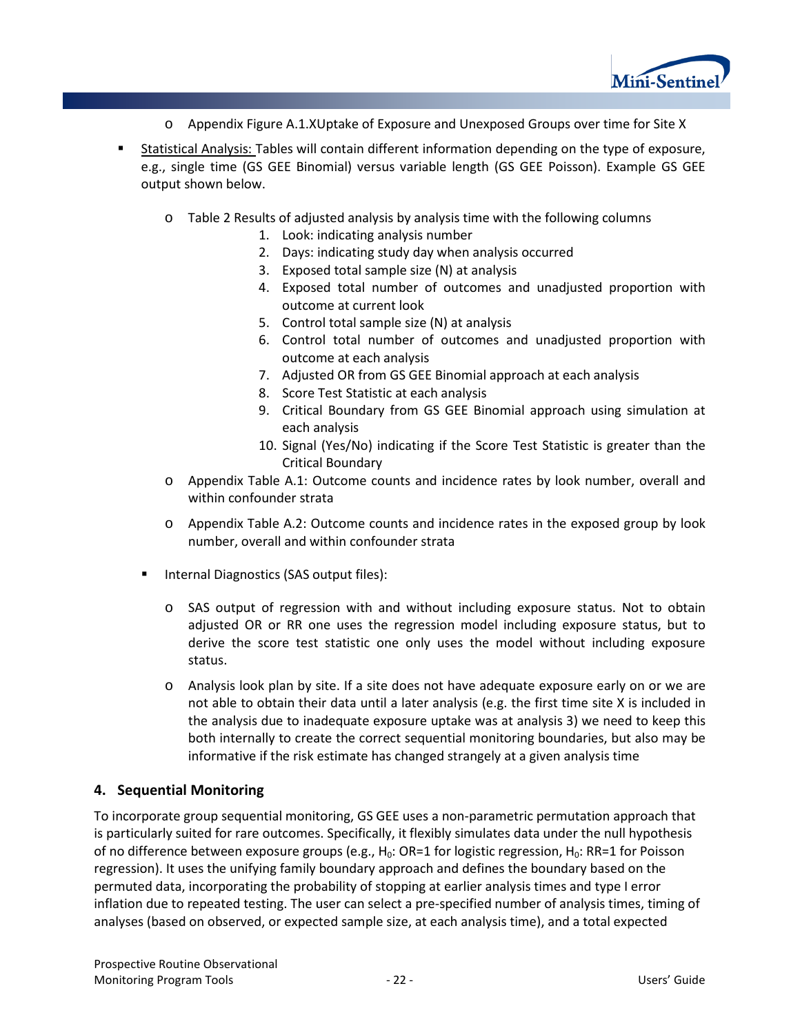- Appendix Figure A.1.XUptake of Exposure and Unexposed Groups over time for Site X

- Statistical Analysis: Tables will contain different information depending on the type of exposure, e.g., single time (GS GEE Binomial) versus variable length (GS GEE Poisson). Example GS GEE output shown below.

  - Table 2 Results of adjusted analysis by analysis time with the following columns
    1. Look: indicating analysis number
    2. Days: indicating study day when analysis occurred
    3. Exposed total sample size (N) at analysis
    4. Exposed total number of outcomes and unadjusted proportion with outcome at current look
    5. Control total sample size (N) at analysis
    6. Control total number of outcomes and unadjusted proportion with outcome at each analysis
    7. Adjusted OR from GS GEE Binomial approach at each analysis
    8. Score Test Statistic at each analysis
    9. Critical Boundary from GS GEE Binomial approach using simulation at each analysis
    10. Signal (Yes/No) indicating if the Score Test Statistic is greater than the Critical Boundary
  - Appendix Table A.1: Outcome counts and incidence rates by look number, overall and within confounder strata
  - Appendix Table A.2: Outcome counts and incidence rates in the exposed group by look number, overall and within confounder strata

- Internal Diagnostics (SAS output files):

  - SAS output of regression with and without including exposure status. Not to obtain adjusted OR or RR one uses the regression model including exposure status, but to derive the score test statistic one only uses the model without including exposure status.
  - Analysis look plan by site. If a site does not have adequate exposure early on or we are not able to obtain their data until a later analysis (e.g. the first time site X is included in the analysis due to inadequate exposure uptake was at analysis 3) we need to keep this both internally to create the correct sequential monitoring boundaries, but also may be informative if the risk estimate has changed strangely at a given analysis time

### 4. Sequential Monitoring

To incorporate group sequential monitoring, GS GEE uses a non-parametric permutation approach that is particularly suited for rare outcomes. Specifically, it flexibly simulates data under the null hypothesis of no difference between exposure groups (e.g., $H_0$: OR=1 for logistic regression, $H_0$: RR=1 for Poisson regression). It uses the unifying family boundary approach and defines the boundary based on the permuted data, incorporating the probability of stopping at earlier analysis times and type I error inflation due to repeated testing. The user can select a pre-specified number of analysis times, timing of analyses (based on observed, or expected sample size, at each analysis time), and a total expected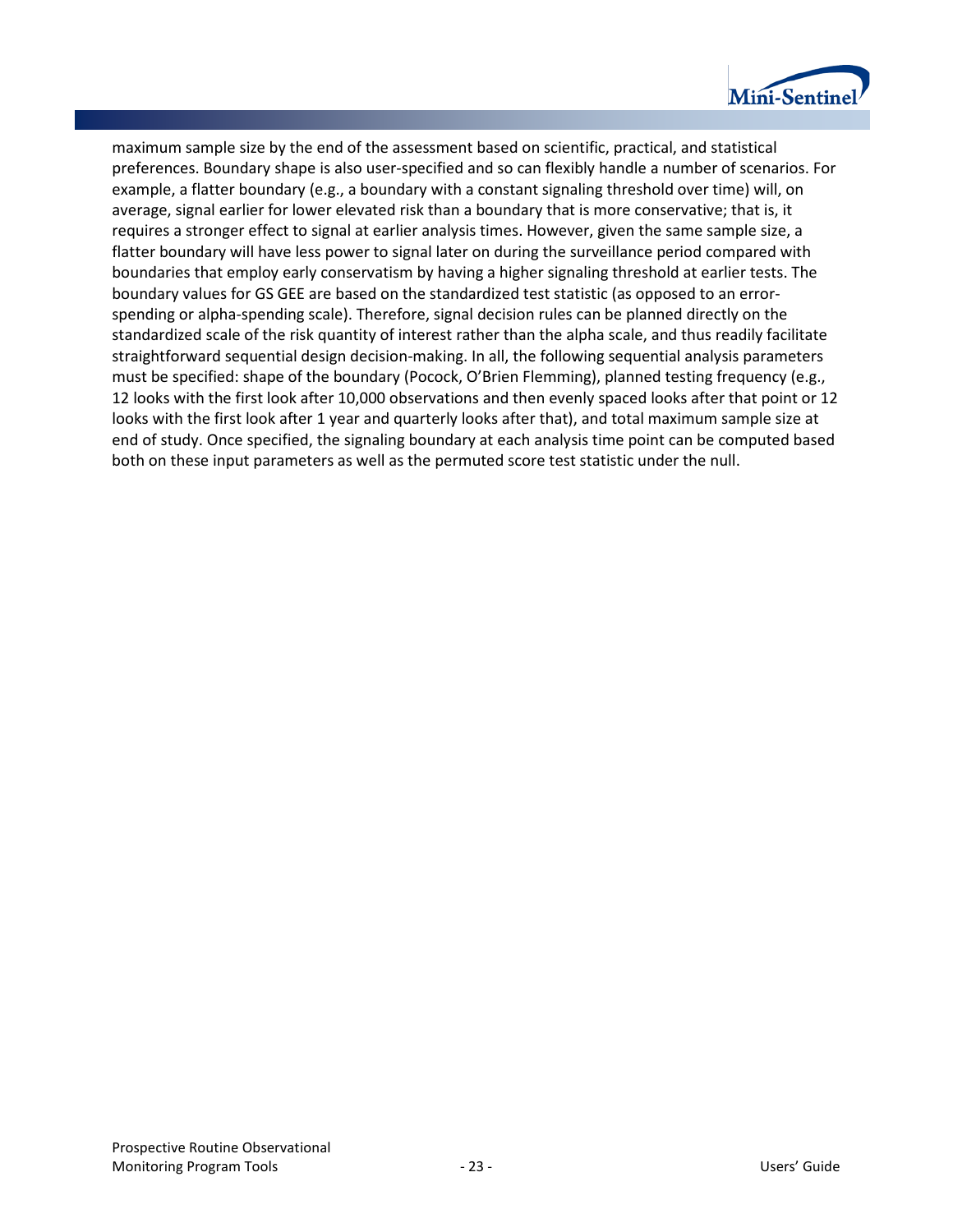maximum sample size by the end of the assessment based on scientific, practical, and statistical preferences. Boundary shape is also user-specified and so can flexibly handle a number of scenarios. For example, a flatter boundary (e.g., a boundary with a constant signaling threshold over time) will, on average, signal earlier for lower elevated risk than a boundary that is more conservative; that is, it requires a stronger effect to signal at earlier analysis times. However, given the same sample size, a flatter boundary will have less power to signal later on during the surveillance period compared with boundaries that employ early conservatism by having a higher signaling threshold at earlier tests. The boundary values for GS GEE are based on the standardized test statistic (as opposed to an error-spending or alpha-spending scale). Therefore, signal decision rules can be planned directly on the standardized scale of the risk quantity of interest rather than the alpha scale, and thus readily facilitate straightforward sequential design decision-making. In all, the following sequential analysis parameters must be specified: shape of the boundary (Pocock, O'Brien Flemming), planned testing frequency (e.g., 12 looks with the first look after 10,000 observations and then evenly spaced looks after that point or 12 looks with the first look after 1 year and quarterly looks after that), and total maximum sample size at end of study. Once specified, the signaling boundary at each analysis time point can be computed based both on these input parameters as well as the permuted score test statistic under the null.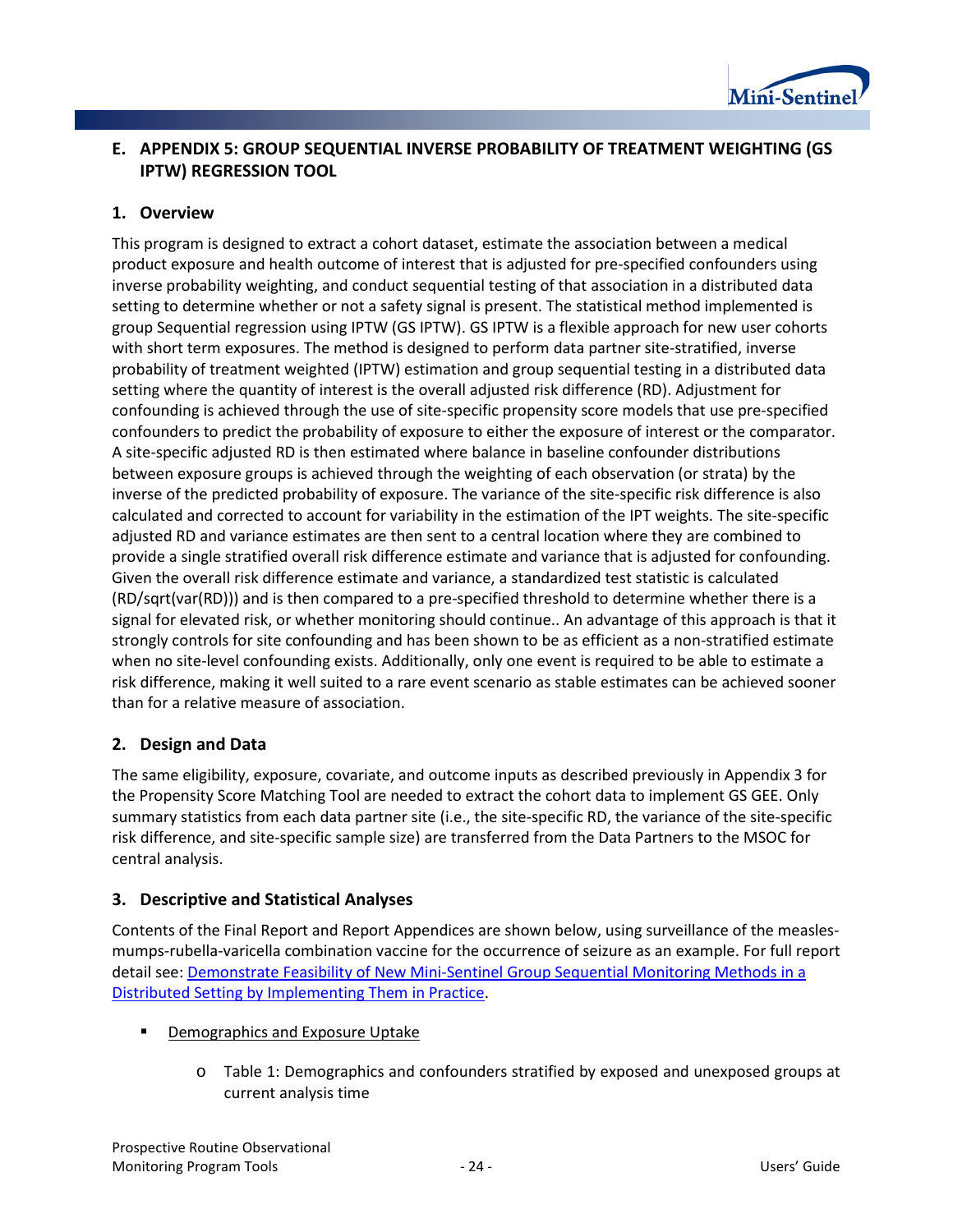## E. APPENDIX 5: GROUP SEQUENTIAL INVERSE PROBABILITY OF TREATMENT WEIGHTING (GS IPTW) REGRESSION TOOL

### 1. Overview

This program is designed to extract a cohort dataset, estimate the association between a medical product exposure and health outcome of interest that is adjusted for pre-specified confounders using inverse probability weighting, and conduct sequential testing of that association in a distributed data setting to determine whether or not a safety signal is present. The statistical method implemented is group Sequential regression using IPTW (GS IPTW). GS IPTW is a flexible approach for new user cohorts with short term exposures. The method is designed to perform data partner site-stratified, inverse probability of treatment weighted (IPTW) estimation and group sequential testing in a distributed data setting where the quantity of interest is the overall adjusted risk difference (RD). Adjustment for confounding is achieved through the use of site-specific propensity score models that use pre-specified confounders to predict the probability of exposure to either the exposure of interest or the comparator. A site-specific adjusted RD is then estimated where balance in baseline confounder distributions between exposure groups is achieved through the weighting of each observation (or strata) by the inverse of the predicted probability of exposure. The variance of the site-specific risk difference is also calculated and corrected to account for variability in the estimation of the IPT weights. The site-specific adjusted RD and variance estimates are then sent to a central location where they are combined to provide a single stratified overall risk difference estimate and variance that is adjusted for confounding. Given the overall risk difference estimate and variance, a standardized test statistic is calculated (RD/sqrt(var(RD))) and is then compared to a pre-specified threshold to determine whether there is a signal for elevated risk, or whether monitoring should continue.. An advantage of this approach is that it strongly controls for site confounding and has been shown to be as efficient as a non-stratified estimate when no site-level confounding exists. Additionally, only one event is required to be able to estimate a risk difference, making it well suited to a rare event scenario as stable estimates can be achieved sooner than for a relative measure of association.

### 2. Design and Data

The same eligibility, exposure, covariate, and outcome inputs as described previously in Appendix 3 for the Propensity Score Matching Tool are needed to extract the cohort data to implement GS GEE. Only summary statistics from each data partner site (i.e., the site-specific RD, the variance of the site-specific risk difference, and site-specific sample size) are transferred from the Data Partners to the MSOC for central analysis.

### 3. Descriptive and Statistical Analyses

Contents of the Final Report and Report Appendices are shown below, using surveillance of the measles-mumps-rubella-varicella combination vaccine for the occurrence of seizure as an example. For full report detail see: [Demonstrate Feasibility of New Mini-Sentinel Group Sequential Monitoring Methods in a Distributed Setting by Implementing Them in Practice]().

- Demographics and Exposure Uptake
  - Table 1: Demographics and confounders stratified by exposed and unexposed groups at current analysis time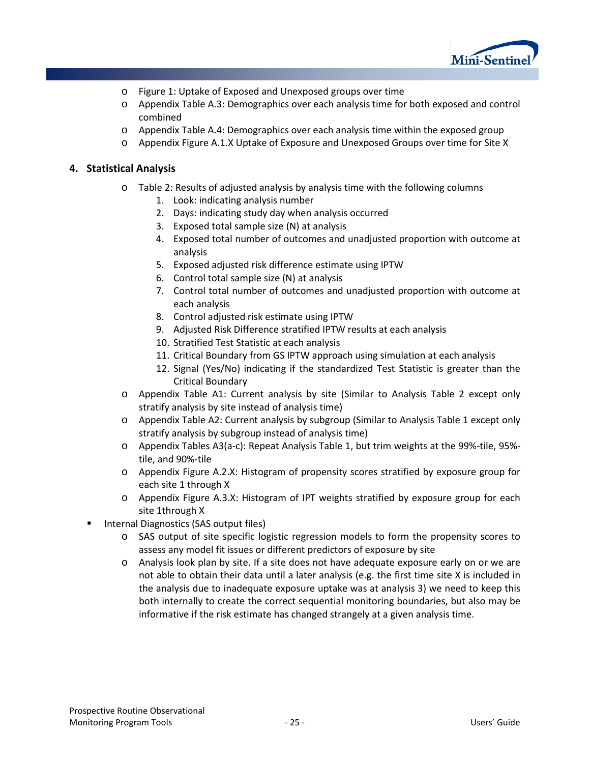- Figure 1: Uptake of Exposed and Unexposed groups over time
- Appendix Table A.3: Demographics over each analysis time for both exposed and control combined
- Appendix Table A.4: Demographics over each analysis time within the exposed group
- Appendix Figure A.1.X Uptake of Exposure and Unexposed Groups over time for Site X

### 4. Statistical Analysis

- Table 2: Results of adjusted analysis by analysis time with the following columns
    1. Look: indicating analysis number
    2. Days: indicating study day when analysis occurred
    3. Exposed total sample size (N) at analysis
    4. Exposed total number of outcomes and unadjusted proportion with outcome at analysis
    5. Exposed adjusted risk difference estimate using IPTW
    6. Control total sample size (N) at analysis
    7. Control total number of outcomes and unadjusted proportion with outcome at each analysis
    8. Control adjusted risk estimate using IPTW
    9. Adjusted Risk Difference stratified IPTW results at each analysis
    10. Stratified Test Statistic at each analysis
    11. Critical Boundary from GS IPTW approach using simulation at each analysis
    12. Signal (Yes/No) indicating if the standardized Test Statistic is greater than the Critical Boundary
- Appendix Table A1: Current analysis by site (Similar to Analysis Table 2 except only stratify analysis by site instead of analysis time)
- Appendix Table A2: Current analysis by subgroup (Similar to Analysis Table 1 except only stratify analysis by subgroup instead of analysis time)
- Appendix Tables A3(a-c): Repeat Analysis Table 1, but trim weights at the 99%-tile, 95%-tile, and 90%-tile
- Appendix Figure A.2.X: Histogram of propensity scores stratified by exposure group for each site 1 through X
- Appendix Figure A.3.X: Histogram of IPT weights stratified by exposure group for each site 1through X

- Internal Diagnostics (SAS output files)
    - SAS output of site specific logistic regression models to form the propensity scores to assess any model fit issues or different predictors of exposure by site
    - Analysis look plan by site. If a site does not have adequate exposure early on or we are not able to obtain their data until a later analysis (e.g. the first time site X is included in the analysis due to inadequate exposure uptake was at analysis 3) we need to keep this both internally to create the correct sequential monitoring boundaries, but also may be informative if the risk estimate has changed strangely at a given analysis time.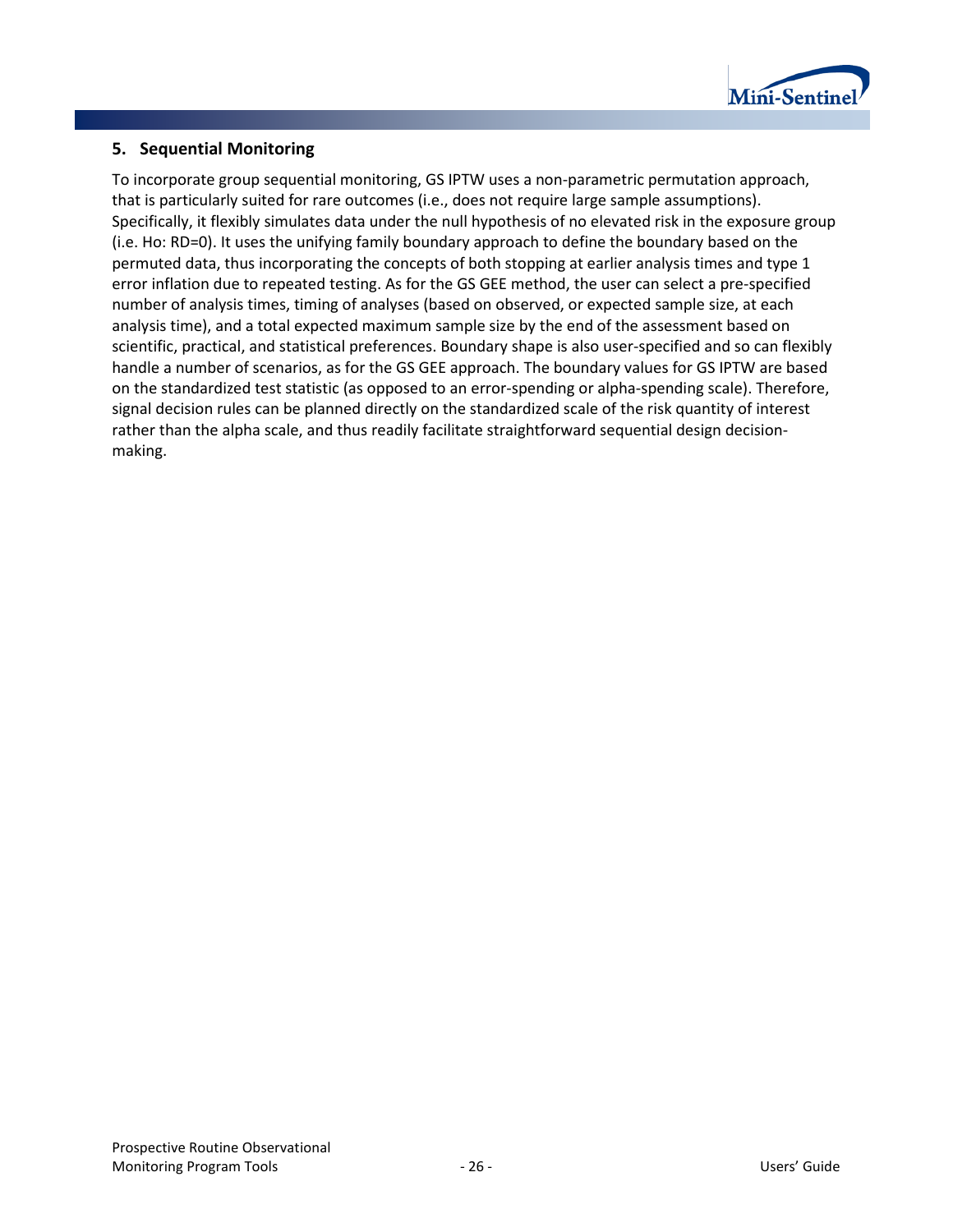## 5. Sequential Monitoring

To incorporate group sequential monitoring, GS IPTW uses a non-parametric permutation approach, that is particularly suited for rare outcomes (i.e., does not require large sample assumptions). Specifically, it flexibly simulates data under the null hypothesis of no elevated risk in the exposure group (i.e. Ho: RD=0). It uses the unifying family boundary approach to define the boundary based on the permuted data, thus incorporating the concepts of both stopping at earlier analysis times and type 1 error inflation due to repeated testing. As for the GS GEE method, the user can select a pre-specified number of analysis times, timing of analyses (based on observed, or expected sample size, at each analysis time), and a total expected maximum sample size by the end of the assessment based on scientific, practical, and statistical preferences. Boundary shape is also user-specified and so can flexibly handle a number of scenarios, as for the GS GEE approach. The boundary values for GS IPTW are based on the standardized test statistic (as opposed to an error-spending or alpha-spending scale). Therefore, signal decision rules can be planned directly on the standardized scale of the risk quantity of interest rather than the alpha scale, and thus readily facilitate straightforward sequential design decision-making.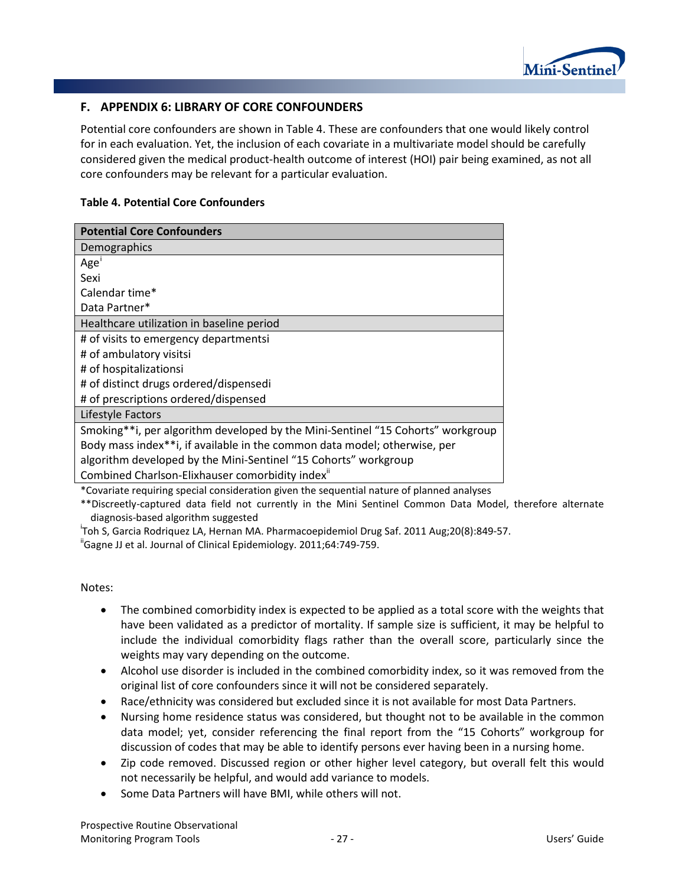## F. APPENDIX 6: LIBRARY OF CORE CONFOUNDERS

Potential core confounders are shown in Table 4. These are confounders that one would likely control for in each evaluation. Yet, the inclusion of each covariate in a multivariate model should be carefully considered given the medical product-health outcome of interest (HOI) pair being examined, as not all core confounders may be relevant for a particular evaluation.

**Table 4. Potential Core Confounders**

| **Potential Core Confounders** |
|---|
| Demographics |
| Age[i] |
| Sex[i] |
| Calendar time* |
| Data Partner* |
| Healthcare utilization in baseline period |
| # of visits to emergency departments[i] |
| # of ambulatory visits[i] |
| # of hospitalizations[i] |
| # of distinct drugs ordered/dispensed[i] |
| # of prescriptions ordered/dispensed |
| Lifestyle Factors |
| Smoking**[i], per algorithm developed by the Mini-Sentinel "15 Cohorts" workgroup |
| Body mass index**[i], if available in the common data model; otherwise, per algorithm developed by the Mini-Sentinel "15 Cohorts" workgroup |
| Combined Charlson-Elixhauser comorbidity index[ii] |

*Covariate requiring special consideration given the sequential nature of planned analyses

**Discreetly-captured data field not currently in the Mini Sentinel Common Data Model, therefore alternate diagnosis-based algorithm suggested

[i] Toh S, Garcia Rodriquez LA, Hernan MA. Pharmacoepidemiol Drug Saf. 2011 Aug;20(8):849-57.

[ii] Gagne JJ et al. Journal of Clinical Epidemiology. 2011;64:749-759.

Notes:

- The combined comorbidity index is expected to be applied as a total score with the weights that have been validated as a predictor of mortality. If sample size is sufficient, it may be helpful to include the individual comorbidity flags rather than the overall score, particularly since the weights may vary depending on the outcome.
- Alcohol use disorder is included in the combined comorbidity index, so it was removed from the original list of core confounders since it will not be considered separately.
- Race/ethnicity was considered but excluded since it is not available for most Data Partners.
- Nursing home residence status was considered, but thought not to be available in the common data model; yet, consider referencing the final report from the "15 Cohorts" workgroup for discussion of codes that may be able to identify persons ever having been in a nursing home.
- Zip code removed. Discussed region or other higher level category, but overall felt this would not necessarily be helpful, and would add variance to models.
- Some Data Partners will have BMI, while others will not.